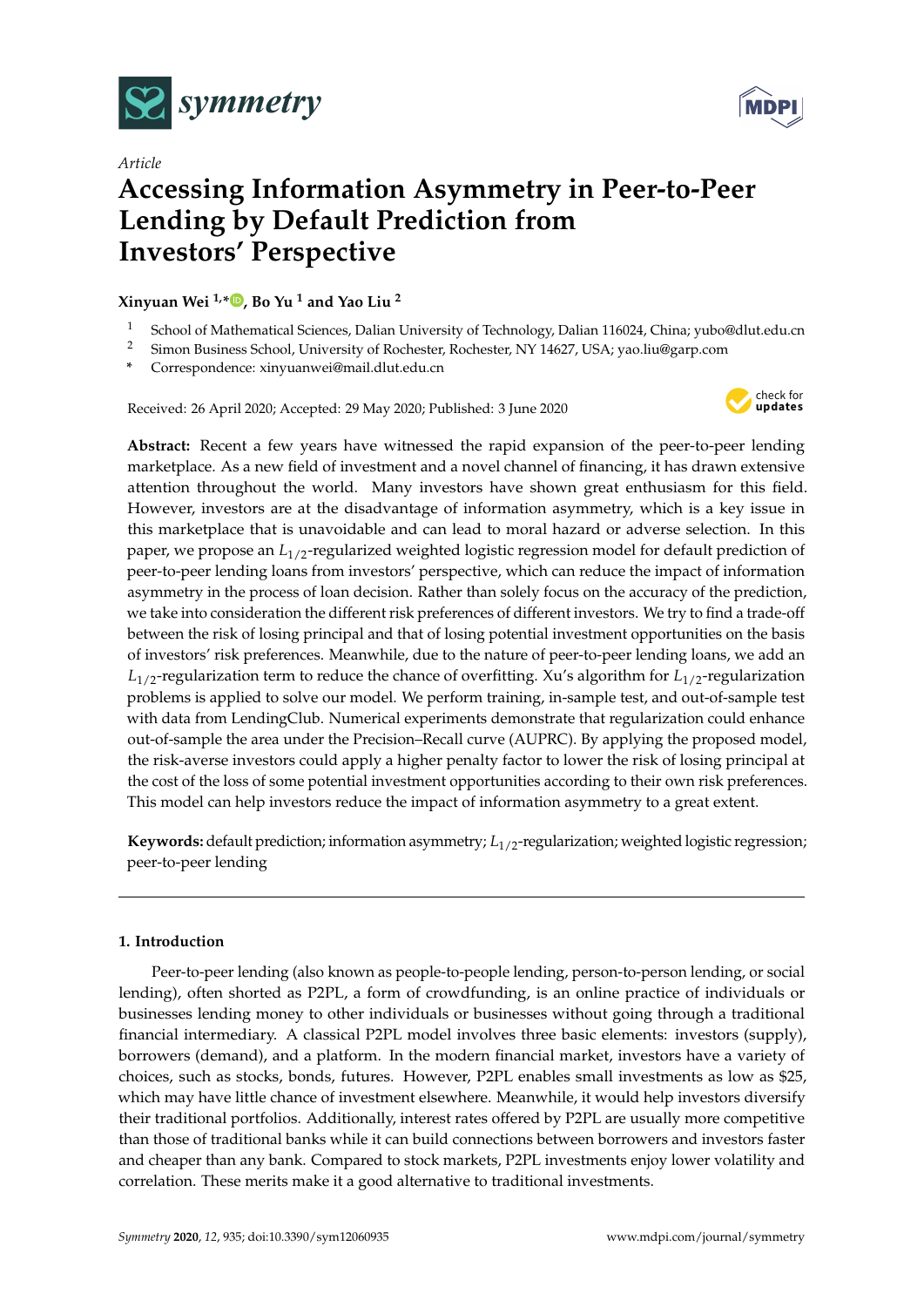*Article*

# Accessing Information Asymmetry in Peer-to-Peer Lending by Default Prediction from Investors' Perspective

**Xinyuan Wei [1,*], Bo Yu [1] and Yao Liu [2]**

[1] School of Mathematical Sciences, Dalian University of Technology, Dalian 116024, China; yubo@dlut.edu.cn
[2] Simon Business School, University of Rochester, Rochester, NY 14627, USA; yao.liu@garp.com
[*] Correspondence: xinyuanwei@mail.dlut.edu.cn

Received: 26 April 2020; Accepted: 29 May 2020; Published: 3 June 2020

**Abstract:** Recent a few years have witnessed the rapid expansion of the peer-to-peer lending marketplace. As a new field of investment and a novel channel of financing, it has drawn extensive attention throughout the world. Many investors have shown great enthusiasm for this field. However, investors are at the disadvantage of information asymmetry, which is a key issue in this marketplace that is unavoidable and can lead to moral hazard or adverse selection. In this paper, we propose an $L_{1/2}$-regularized weighted logistic regression model for default prediction of peer-to-peer lending loans from investors' perspective, which can reduce the impact of information asymmetry in the process of loan decision. Rather than solely focus on the accuracy of the prediction, we take into consideration the different risk preferences of different investors. We try to find a trade-off between the risk of losing principal and that of losing potential investment opportunities on the basis of investors' risk preferences. Meanwhile, due to the nature of peer-to-peer lending loans, we add an $L_{1/2}$-regularization term to reduce the chance of overfitting. Xu's algorithm for $L_{1/2}$-regularization problems is applied to solve our model. We perform training, in-sample test, and out-of-sample test with data from LendingClub. Numerical experiments demonstrate that regularization could enhance out-of-sample the area under the Precision–Recall curve (AUPRC). By applying the proposed model, the risk-averse investors could apply a higher penalty factor to lower the risk of losing principal at the cost of the loss of some potential investment opportunities according to their own risk preferences. This model can help investors reduce the impact of information asymmetry to a great extent.

**Keywords:** default prediction; information asymmetry; $L_{1/2}$-regularization; weighted logistic regression; peer-to-peer lending

## 1. Introduction

Peer-to-peer lending (also known as people-to-people lending, person-to-person lending, or social lending), often shorted as P2PL, a form of crowdfunding, is an online practice of individuals or businesses lending money to other individuals or businesses without going through a traditional financial intermediary. A classical P2PL model involves three basic elements: investors (supply), borrowers (demand), and a platform. In the modern financial market, investors have a variety of choices, such as stocks, bonds, futures. However, P2PL enables small investments as low as $25, which may have little chance of investment elsewhere. Meanwhile, it would help investors diversify their traditional portfolios. Additionally, interest rates offered by P2PL are usually more competitive than those of traditional banks while it can build connections between borrowers and investors faster and cheaper than any bank. Compared to stock markets, P2PL investments enjoy lower volatility and correlation. These merits make it a good alternative to traditional investments.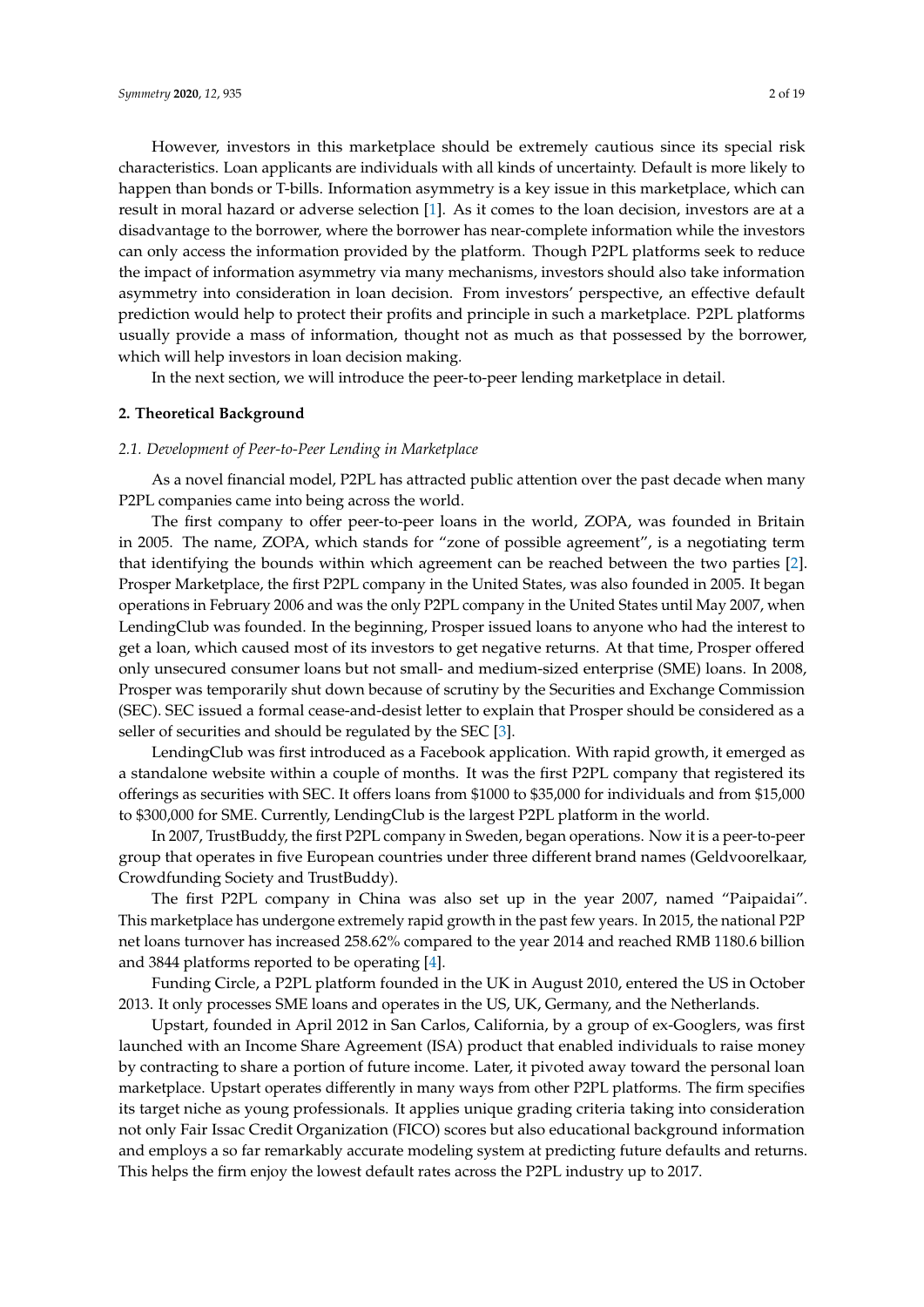However, investors in this marketplace should be extremely cautious since its special risk characteristics. Loan applicants are individuals with all kinds of uncertainty. Default is more likely to happen than bonds or T-bills. Information asymmetry is a key issue in this marketplace, which can result in moral hazard or adverse selection [1]. As it comes to the loan decision, investors are at a disadvantage to the borrower, where the borrower has near-complete information while the investors can only access the information provided by the platform. Though P2PL platforms seek to reduce the impact of information asymmetry via many mechanisms, investors should also take information asymmetry into consideration in loan decision. From investors' perspective, an effective default prediction would help to protect their profits and principle in such a marketplace. P2PL platforms usually provide a mass of information, thought not as much as that possessed by the borrower, which will help investors in loan decision making.

In the next section, we will introduce the peer-to-peer lending marketplace in detail.

## 2. Theoretical Background

### *2.1. Development of Peer-to-Peer Lending in Marketplace*

As a novel financial model, P2PL has attracted public attention over the past decade when many P2PL companies came into being across the world.

The first company to offer peer-to-peer loans in the world, ZOPA, was founded in Britain in 2005. The name, ZOPA, which stands for "zone of possible agreement", is a negotiating term that identifying the bounds within which agreement can be reached between the two parties [2]. Prosper Marketplace, the first P2PL company in the United States, was also founded in 2005. It began operations in February 2006 and was the only P2PL company in the United States until May 2007, when LendingClub was founded. In the beginning, Prosper issued loans to anyone who had the interest to get a loan, which caused most of its investors to get negative returns. At that time, Prosper offered only unsecured consumer loans but not small- and medium-sized enterprise (SME) loans. In 2008, Prosper was temporarily shut down because of scrutiny by the Securities and Exchange Commission (SEC). SEC issued a formal cease-and-desist letter to explain that Prosper should be considered as a seller of securities and should be regulated by the SEC [3].

LendingClub was first introduced as a Facebook application. With rapid growth, it emerged as a standalone website within a couple of months. It was the first P2PL company that registered its offerings as securities with SEC. It offers loans from $1000 to $35,000 for individuals and from $15,000 to $300,000 for SME. Currently, LendingClub is the largest P2PL platform in the world.

In 2007, TrustBuddy, the first P2PL company in Sweden, began operations. Now it is a peer-to-peer group that operates in five European countries under three different brand names (Geldvoorelkaar, Crowdfunding Society and TrustBuddy).

The first P2PL company in China was also set up in the year 2007, named "Paipaidai". This marketplace has undergone extremely rapid growth in the past few years. In 2015, the national P2P net loans turnover has increased 258.62% compared to the year 2014 and reached RMB 1180.6 billion and 3844 platforms reported to be operating [4].

Funding Circle, a P2PL platform founded in the UK in August 2010, entered the US in October 2013. It only processes SME loans and operates in the US, UK, Germany, and the Netherlands.

Upstart, founded in April 2012 in San Carlos, California, by a group of ex-Googlers, was first launched with an Income Share Agreement (ISA) product that enabled individuals to raise money by contracting to share a portion of future income. Later, it pivoted away toward the personal loan marketplace. Upstart operates differently in many ways from other P2PL platforms. The firm specifies its target niche as young professionals. It applies unique grading criteria taking into consideration not only Fair Issac Credit Organization (FICO) scores but also educational background information and employs a so far remarkably accurate modeling system at predicting future defaults and returns. This helps the firm enjoy the lowest default rates across the P2PL industry up to 2017.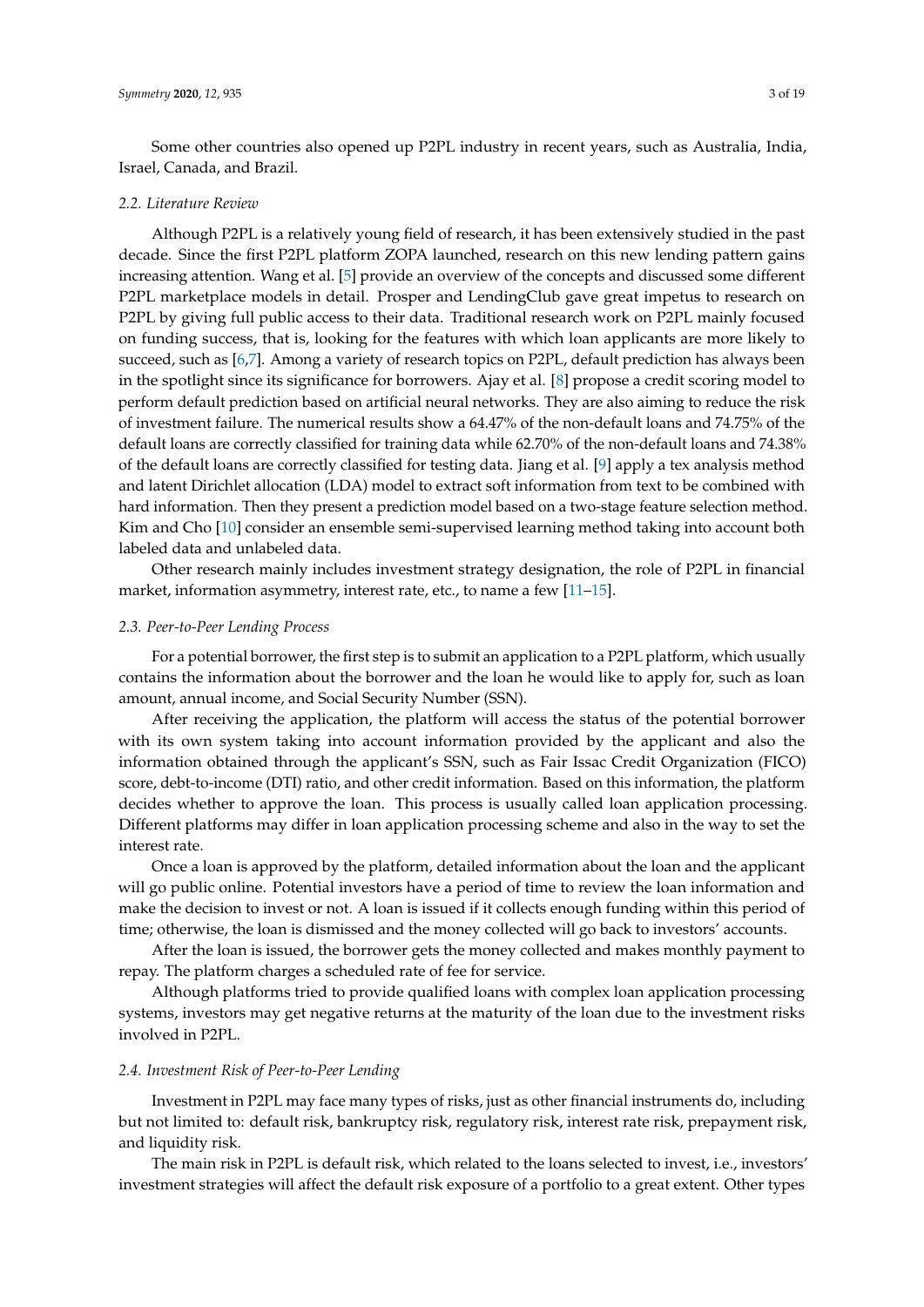Some other countries also opened up P2PL industry in recent years, such as Australia, India, Israel, Canada, and Brazil.

### 2.2. Literature Review

Although P2PL is a relatively young field of research, it has been extensively studied in the past decade. Since the first P2PL platform ZOPA launched, research on this new lending pattern gains increasing attention. Wang et al. [5] provide an overview of the concepts and discussed some different P2PL marketplace models in detail. Prosper and LendingClub gave great impetus to research on P2PL by giving full public access to their data. Traditional research work on P2PL mainly focused on funding success, that is, looking for the features with which loan applicants are more likely to succeed, such as [6,7]. Among a variety of research topics on P2PL, default prediction has always been in the spotlight since its significance for borrowers. Ajay et al. [8] propose a credit scoring model to perform default prediction based on artificial neural networks. They are also aiming to reduce the risk of investment failure. The numerical results show a 64.47% of the non-default loans and 74.75% of the default loans are correctly classified for training data while 62.70% of the non-default loans and 74.38% of the default loans are correctly classified for testing data. Jiang et al. [9] apply a tex analysis method and latent Dirichlet allocation (LDA) model to extract soft information from text to be combined with hard information. Then they present a prediction model based on a two-stage feature selection method. Kim and Cho [10] consider an ensemble semi-supervised learning method taking into account both labeled data and unlabeled data.

Other research mainly includes investment strategy designation, the role of P2PL in financial market, information asymmetry, interest rate, etc., to name a few [11–15].

### 2.3. Peer-to-Peer Lending Process

For a potential borrower, the first step is to submit an application to a P2PL platform, which usually contains the information about the borrower and the loan he would like to apply for, such as loan amount, annual income, and Social Security Number (SSN).

After receiving the application, the platform will access the status of the potential borrower with its own system taking into account information provided by the applicant and also the information obtained through the applicant's SSN, such as Fair Issac Credit Organization (FICO) score, debt-to-income (DTI) ratio, and other credit information. Based on this information, the platform decides whether to approve the loan. This process is usually called loan application processing. Different platforms may differ in loan application processing scheme and also in the way to set the interest rate.

Once a loan is approved by the platform, detailed information about the loan and the applicant will go public online. Potential investors have a period of time to review the loan information and make the decision to invest or not. A loan is issued if it collects enough funding within this period of time; otherwise, the loan is dismissed and the money collected will go back to investors' accounts.

After the loan is issued, the borrower gets the money collected and makes monthly payment to repay. The platform charges a scheduled rate of fee for service.

Although platforms tried to provide qualified loans with complex loan application processing systems, investors may get negative returns at the maturity of the loan due to the investment risks involved in P2PL.

### 2.4. Investment Risk of Peer-to-Peer Lending

Investment in P2PL may face many types of risks, just as other financial instruments do, including but not limited to: default risk, bankruptcy risk, regulatory risk, interest rate risk, prepayment risk, and liquidity risk.

The main risk in P2PL is default risk, which related to the loans selected to invest, i.e., investors' investment strategies will affect the default risk exposure of a portfolio to a great extent. Other types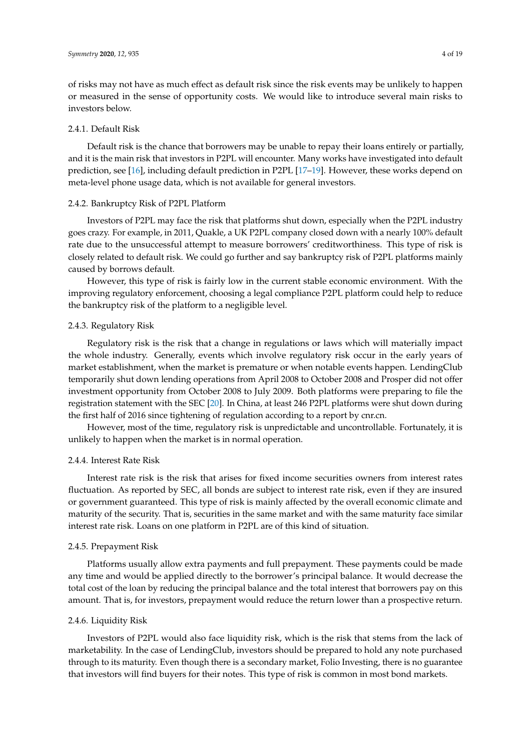of risks may not have as much effect as default risk since the risk events may be unlikely to happen or measured in the sense of opportunity costs. We would like to introduce several main risks to investors below.

#### 2.4.1. Default Risk

Default risk is the chance that borrowers may be unable to repay their loans entirely or partially, and it is the main risk that investors in P2PL will encounter. Many works have investigated into default prediction, see [16], including default prediction in P2PL [17–19]. However, these works depend on meta-level phone usage data, which is not available for general investors.

#### 2.4.2. Bankruptcy Risk of P2PL Platform

Investors of P2PL may face the risk that platforms shut down, especially when the P2PL industry goes crazy. For example, in 2011, Quakle, a UK P2PL company closed down with a nearly 100% default rate due to the unsuccessful attempt to measure borrowers' creditworthiness. This type of risk is closely related to default risk. We could go further and say bankruptcy risk of P2PL platforms mainly caused by borrows default.

However, this type of risk is fairly low in the current stable economic environment. With the improving regulatory enforcement, choosing a legal compliance P2PL platform could help to reduce the bankruptcy risk of the platform to a negligible level.

#### 2.4.3. Regulatory Risk

Regulatory risk is the risk that a change in regulations or laws which will materially impact the whole industry. Generally, events which involve regulatory risk occur in the early years of market establishment, when the market is premature or when notable events happen. LendingClub temporarily shut down lending operations from April 2008 to October 2008 and Prosper did not offer investment opportunity from October 2008 to July 2009. Both platforms were preparing to file the registration statement with the SEC [20]. In China, at least 246 P2PL platforms were shut down during the first half of 2016 since tightening of regulation according to a report by cnr.cn.

However, most of the time, regulatory risk is unpredictable and uncontrollable. Fortunately, it is unlikely to happen when the market is in normal operation.

#### 2.4.4. Interest Rate Risk

Interest rate risk is the risk that arises for fixed income securities owners from interest rates fluctuation. As reported by SEC, all bonds are subject to interest rate risk, even if they are insured or government guaranteed. This type of risk is mainly affected by the overall economic climate and maturity of the security. That is, securities in the same market and with the same maturity face similar interest rate risk. Loans on one platform in P2PL are of this kind of situation.

#### 2.4.5. Prepayment Risk

Platforms usually allow extra payments and full prepayment. These payments could be made any time and would be applied directly to the borrower's principal balance. It would decrease the total cost of the loan by reducing the principal balance and the total interest that borrowers pay on this amount. That is, for investors, prepayment would reduce the return lower than a prospective return.

#### 2.4.6. Liquidity Risk

Investors of P2PL would also face liquidity risk, which is the risk that stems from the lack of marketability. In the case of LendingClub, investors should be prepared to hold any note purchased through to its maturity. Even though there is a secondary market, Folio Investing, there is no guarantee that investors will find buyers for their notes. This type of risk is common in most bond markets.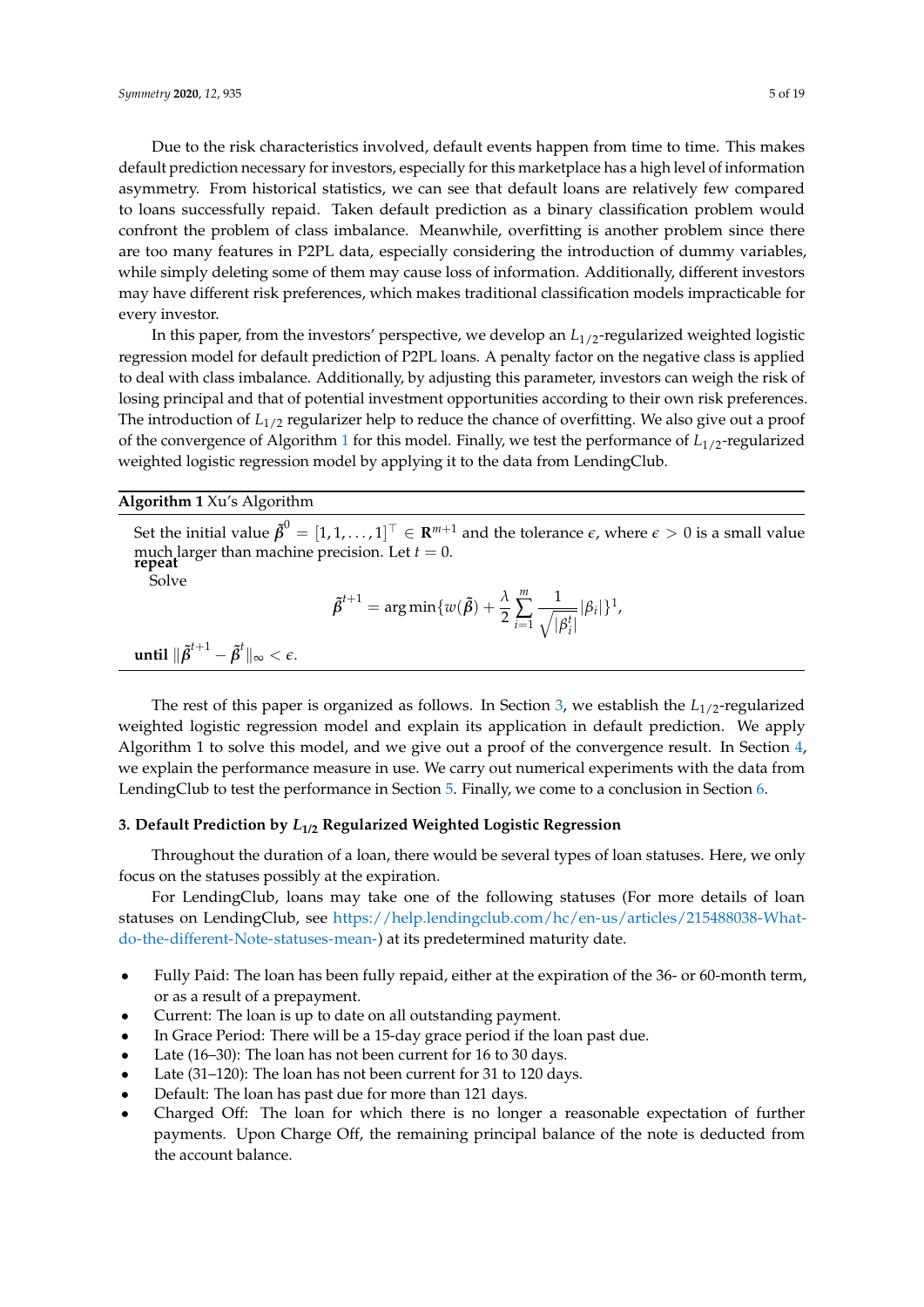Due to the risk characteristics involved, default events happen from time to time. This makes default prediction necessary for investors, especially for this marketplace has a high level of information asymmetry. From historical statistics, we can see that default loans are relatively few compared to loans successfully repaid. Taken default prediction as a binary classification problem would confront the problem of class imbalance. Meanwhile, overfitting is another problem since there are too many features in P2PL data, especially considering the introduction of dummy variables, while simply deleting some of them may cause loss of information. Additionally, different investors may have different risk preferences, which makes traditional classification models impracticable for every investor.

In this paper, from the investors' perspective, we develop an $L_{1/2}$-regularized weighted logistic regression model for default prediction of P2PL loans. A penalty factor on the negative class is applied to deal with class imbalance. Additionally, by adjusting this parameter, investors can weigh the risk of losing principal and that of potential investment opportunities according to their own risk preferences. The introduction of $L_{1/2}$ regularizer help to reduce the chance of overfitting. We also give out a proof of the convergence of Algorithm 1 for this model. Finally, we test the performance of $L_{1/2}$-regularized weighted logistic regression model by applying it to the data from LendingClub.

---

**Algorithm 1** Xu's Algorithm

---

Set the initial value $\tilde{\boldsymbol{\beta}}^0 = [1, 1, \ldots, 1]^\top \in \mathbf{R}^{m+1}$ and the tolerance $\epsilon$, where $\epsilon > 0$ is a small value much larger than machine precision. Let $t = 0$.

**repeat**

Solve

$$\tilde{\boldsymbol{\beta}}^{t+1} = \arg\min\{w(\tilde{\boldsymbol{\beta}}) + \frac{\lambda}{2} \sum_{i=1}^{m} \frac{1}{\sqrt{|\beta_i^t|}} |\beta_i|\}^1,$$

**until** $\|\tilde{\boldsymbol{\beta}}^{t+1} - \tilde{\boldsymbol{\beta}}^t\|_\infty < \epsilon$.

---

The rest of this paper is organized as follows. In Section 3, we establish the $L_{1/2}$-regularized weighted logistic regression model and explain its application in default prediction. We apply Algorithm 1 to solve this model, and we give out a proof of the convergence result. In Section 4, we explain the performance measure in use. We carry out numerical experiments with the data from LendingClub to test the performance in Section 5. Finally, we come to a conclusion in Section 6.

## 3. Default Prediction by $L_{1/2}$ Regularized Weighted Logistic Regression

Throughout the duration of a loan, there would be several types of loan statuses. Here, we only focus on the statuses possibly at the expiration.

For LendingClub, loans may take one of the following statuses (For more details of loan statuses on LendingClub, see https://help.lendingclub.com/hc/en-us/articles/215488038-What-do-the-different-Note-statuses-mean-) at its predetermined maturity date.

- Fully Paid: The loan has been fully repaid, either at the expiration of the 36- or 60-month term, or as a result of a prepayment.
- Current: The loan is up to date on all outstanding payment.
- In Grace Period: There will be a 15-day grace period if the loan past due.
- Late (16–30): The loan has not been current for 16 to 30 days.
- Late (31–120): The loan has not been current for 31 to 120 days.
- Default: The loan has past due for more than 121 days.
- Charged Off: The loan for which there is no longer a reasonable expectation of further payments. Upon Charge Off, the remaining principal balance of the note is deducted from the account balance.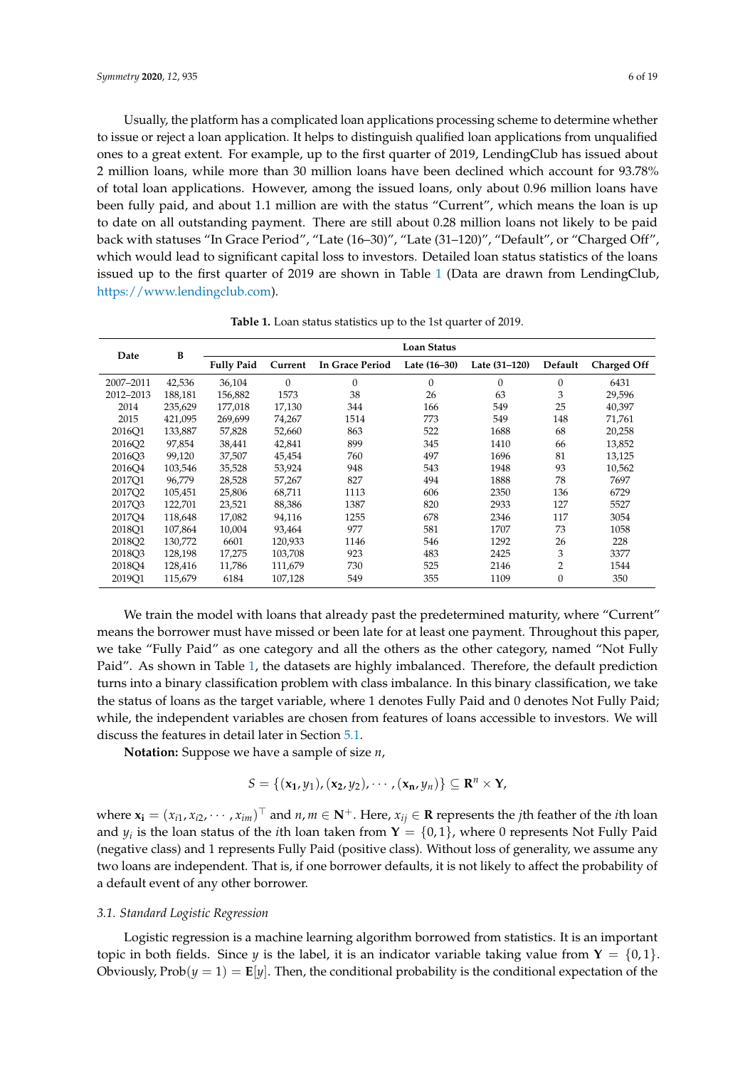Usually, the platform has a complicated loan applications processing scheme to determine whether to issue or reject a loan application. It helps to distinguish qualified loan applications from unqualified ones to a great extent. For example, up to the first quarter of 2019, LendingClub has issued about 2 million loans, while more than 30 million loans have been declined which account for 93.78% of total loan applications. However, among the issued loans, only about 0.96 million loans have been fully paid, and about 1.1 million are with the status "Current", which means the loan is up to date on all outstanding payment. There are still about 0.28 million loans not likely to be paid back with statuses "In Grace Period", "Late (16–30)", "Late (31–120)", "Default", or "Charged Off", which would lead to significant capital loss to investors. Detailed loan status statistics of the loans issued up to the first quarter of 2019 are shown in Table 1 (Data are drawn from LendingClub, https://www.lendingclub.com).

**Table 1.** Loan status statistics up to the 1st quarter of 2019.

| Date | B | Loan Status | | | | | | |
|---|---|---|---|---|---|---|---|---|
| | | **Fully Paid** | **Current** | **In Grace Period** | **Late (16–30)** | **Late (31–120)** | **Default** | **Charged Off** |
| 2007–2011 | 42,536 | 36,104 | 0 | 0 | 0 | 0 | 0 | 6431 |
| 2012–2013 | 188,181 | 156,882 | 1573 | 38 | 26 | 63 | 3 | 29,596 |
| 2014 | 235,629 | 177,018 | 17,130 | 344 | 166 | 549 | 25 | 40,397 |
| 2015 | 421,095 | 269,699 | 74,267 | 1514 | 773 | 549 | 148 | 71,761 |
| 2016Q1 | 133,887 | 57,828 | 52,660 | 863 | 522 | 1688 | 68 | 20,258 |
| 2016Q2 | 97,854 | 38,441 | 42,841 | 899 | 345 | 1410 | 66 | 13,852 |
| 2016Q3 | 99,120 | 37,507 | 45,454 | 760 | 497 | 1696 | 81 | 13,125 |
| 2016Q4 | 103,546 | 35,528 | 53,924 | 948 | 543 | 1948 | 93 | 10,562 |
| 2017Q1 | 96,779 | 28,528 | 57,267 | 827 | 494 | 1888 | 78 | 7697 |
| 2017Q2 | 105,451 | 25,806 | 68,711 | 1113 | 606 | 2350 | 136 | 6729 |
| 2017Q3 | 122,701 | 23,521 | 88,386 | 1387 | 820 | 2933 | 127 | 5527 |
| 2017Q4 | 118,648 | 17,082 | 94,116 | 1255 | 678 | 2346 | 117 | 3054 |
| 2018Q1 | 107,864 | 10,004 | 93,464 | 977 | 581 | 1707 | 73 | 1058 |
| 2018Q2 | 130,772 | 6601 | 120,933 | 1146 | 546 | 1292 | 26 | 228 |
| 2018Q3 | 128,198 | 17,275 | 103,708 | 923 | 483 | 2425 | 3 | 3377 |
| 2018Q4 | 128,416 | 11,786 | 111,679 | 730 | 525 | 2146 | 2 | 1544 |
| 2019Q1 | 115,679 | 6184 | 107,128 | 549 | 355 | 1109 | 0 | 350 |

We train the model with loans that already past the predetermined maturity, where "Current" means the borrower must have missed or been late for at least one payment. Throughout this paper, we take "Fully Paid" as one category and all the others as the other category, named "Not Fully Paid". As shown in Table 1, the datasets are highly imbalanced. Therefore, the default prediction turns into a binary classification problem with class imbalance. In this binary classification, we take the status of loans as the target variable, where 1 denotes Fully Paid and 0 denotes Not Fully Paid; while, the independent variables are chosen from features of loans accessible to investors. We will discuss the features in detail later in Section 5.1.

**Notation:** Suppose we have a sample of size $n$,

$$S = \{(\mathbf{x_1}, y_1), (\mathbf{x_2}, y_2), \cdots, (\mathbf{x_n}, y_n)\} \subseteq \mathbf{R}^n \times \mathbf{Y},$$

where $\mathbf{x_i} = (x_{i1}, x_{i2}, \cdots, x_{im})^\top$ and $n, m \in \mathbf{N}^+$. Here, $x_{ij} \in \mathbf{R}$ represents the $j$th feather of the $i$th loan and $y_i$ is the loan status of the $i$th loan taken from $\mathbf{Y} = \{0, 1\}$, where 0 represents Not Fully Paid (negative class) and 1 represents Fully Paid (positive class). Without loss of generality, we assume any two loans are independent. That is, if one borrower defaults, it is not likely to affect the probability of a default event of any other borrower.

### 3.1. Standard Logistic Regression

Logistic regression is a machine learning algorithm borrowed from statistics. It is an important topic in both fields. Since $y$ is the label, it is an indicator variable taking value from $\mathbf{Y} = \{0, 1\}$. Obviously, $\text{Prob}(y = 1) = \mathbf{E}[y]$. Then, the conditional probability is the conditional expectation of the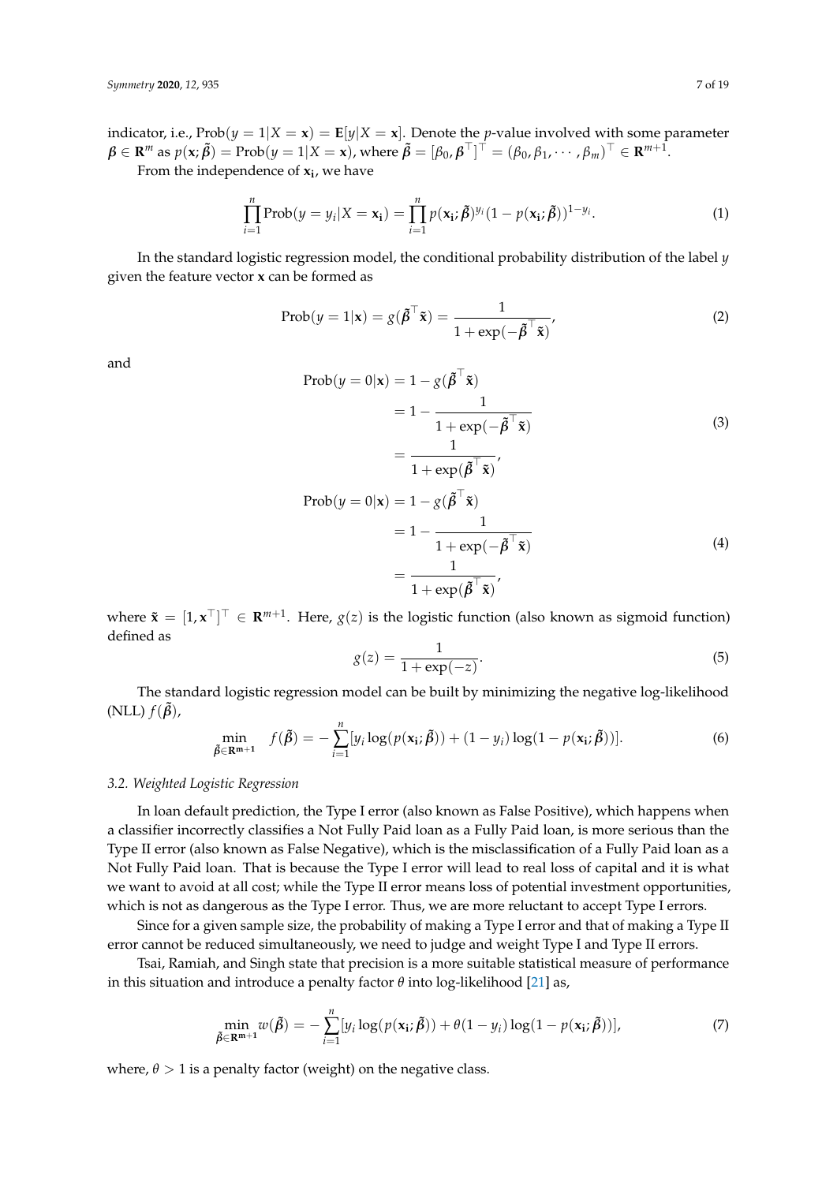indicator, i.e., $\text{Prob}(y = 1|X = \mathbf{x}) = \mathbf{E}[y|X = \mathbf{x}]$. Denote the $p$-value involved with some parameter $\boldsymbol{\beta} \in \mathbf{R}^m$ as $p(\mathbf{x}; \tilde{\boldsymbol{\beta}}) = \text{Prob}(y = 1|X = \mathbf{x})$, where $\tilde{\boldsymbol{\beta}} = [\beta_0, \boldsymbol{\beta}^\top]^\top = (\beta_0, \beta_1, \cdots, \beta_m)^\top \in \mathbf{R}^{m+1}$.

From the independence of $\mathbf{x_i}$, we have

$$\prod_{i=1}^{n} \text{Prob}(y = y_i|X = \mathbf{x_i}) = \prod_{i=1}^{n} p(\mathbf{x_i}; \tilde{\boldsymbol{\beta}})^{y_i}(1 - p(\mathbf{x_i}; \tilde{\boldsymbol{\beta}}))^{1-y_i}. \tag{1}$$

In the standard logistic regression model, the conditional probability distribution of the label $y$ given the feature vector $\mathbf{x}$ can be formed as

$$\text{Prob}(y = 1|\mathbf{x}) = g(\tilde{\boldsymbol{\beta}}^\top \tilde{\mathbf{x}}) = \frac{1}{1 + \exp(-\tilde{\boldsymbol{\beta}}^\top \tilde{\mathbf{x}})}, \tag{2}$$

and

$$\begin{aligned} \text{Prob}(y = 0|\mathbf{x}) &= 1 - g(\tilde{\boldsymbol{\beta}}^\top \tilde{\mathbf{x}}) \\ &= 1 - \frac{1}{1 + \exp(-\tilde{\boldsymbol{\beta}}^\top \tilde{\mathbf{x}})} \\ &= \frac{1}{1 + \exp(\tilde{\boldsymbol{\beta}}^\top \tilde{\mathbf{x}})}, \end{aligned} \tag{3}$$

$$\begin{aligned} \text{Prob}(y = 0|\mathbf{x}) &= 1 - g(\tilde{\boldsymbol{\beta}}^\top \tilde{\mathbf{x}}) \\ &= 1 - \frac{1}{1 + \exp(-\tilde{\boldsymbol{\beta}}^\top \tilde{\mathbf{x}})} \\ &= \frac{1}{1 + \exp(\tilde{\boldsymbol{\beta}}^\top \tilde{\mathbf{x}})}, \end{aligned} \tag{4}$$

where $\tilde{\mathbf{x}} = [1, \mathbf{x}^\top]^\top \in \mathbf{R}^{m+1}$. Here, $g(z)$ is the logistic function (also known as sigmoid function) defined as

$$g(z) = \frac{1}{1 + \exp(-z)}. \tag{5}$$

The standard logistic regression model can be built by minimizing the negative log-likelihood (NLL) $f(\tilde{\boldsymbol{\beta}})$,

$$\min_{\tilde{\boldsymbol{\beta}} \in \mathbf{R^{m+1}}} \quad f(\tilde{\boldsymbol{\beta}}) = -\sum_{i=1}^{n} [y_i \log(p(\mathbf{x_i}; \tilde{\boldsymbol{\beta}})) + (1 - y_i) \log(1 - p(\mathbf{x_i}; \tilde{\boldsymbol{\beta}}))]. \tag{6}$$

### 3.2. Weighted Logistic Regression

In loan default prediction, the Type I error (also known as False Positive), which happens when a classifier incorrectly classifies a Not Fully Paid loan as a Fully Paid loan, is more serious than the Type II error (also known as False Negative), which is the misclassification of a Fully Paid loan as a Not Fully Paid loan. That is because the Type I error will lead to real loss of capital and it is what we want to avoid at all cost; while the Type II error means loss of potential investment opportunities, which is not as dangerous as the Type I error. Thus, we are more reluctant to accept Type I errors.

Since for a given sample size, the probability of making a Type I error and that of making a Type II error cannot be reduced simultaneously, we need to judge and weight Type I and Type II errors.

Tsai, Ramiah, and Singh state that precision is a more suitable statistical measure of performance in this situation and introduce a penalty factor $\theta$ into log-likelihood [21] as,

$$\min_{\tilde{\boldsymbol{\beta}} \in \mathbf{R^{m+1}}} w(\tilde{\boldsymbol{\beta}}) = -\sum_{i=1}^{n} [y_i \log(p(\mathbf{x_i}; \tilde{\boldsymbol{\beta}})) + \theta(1 - y_i) \log(1 - p(\mathbf{x_i}; \tilde{\boldsymbol{\beta}}))], \tag{7}$$

where, $\theta > 1$ is a penalty factor (weight) on the negative class.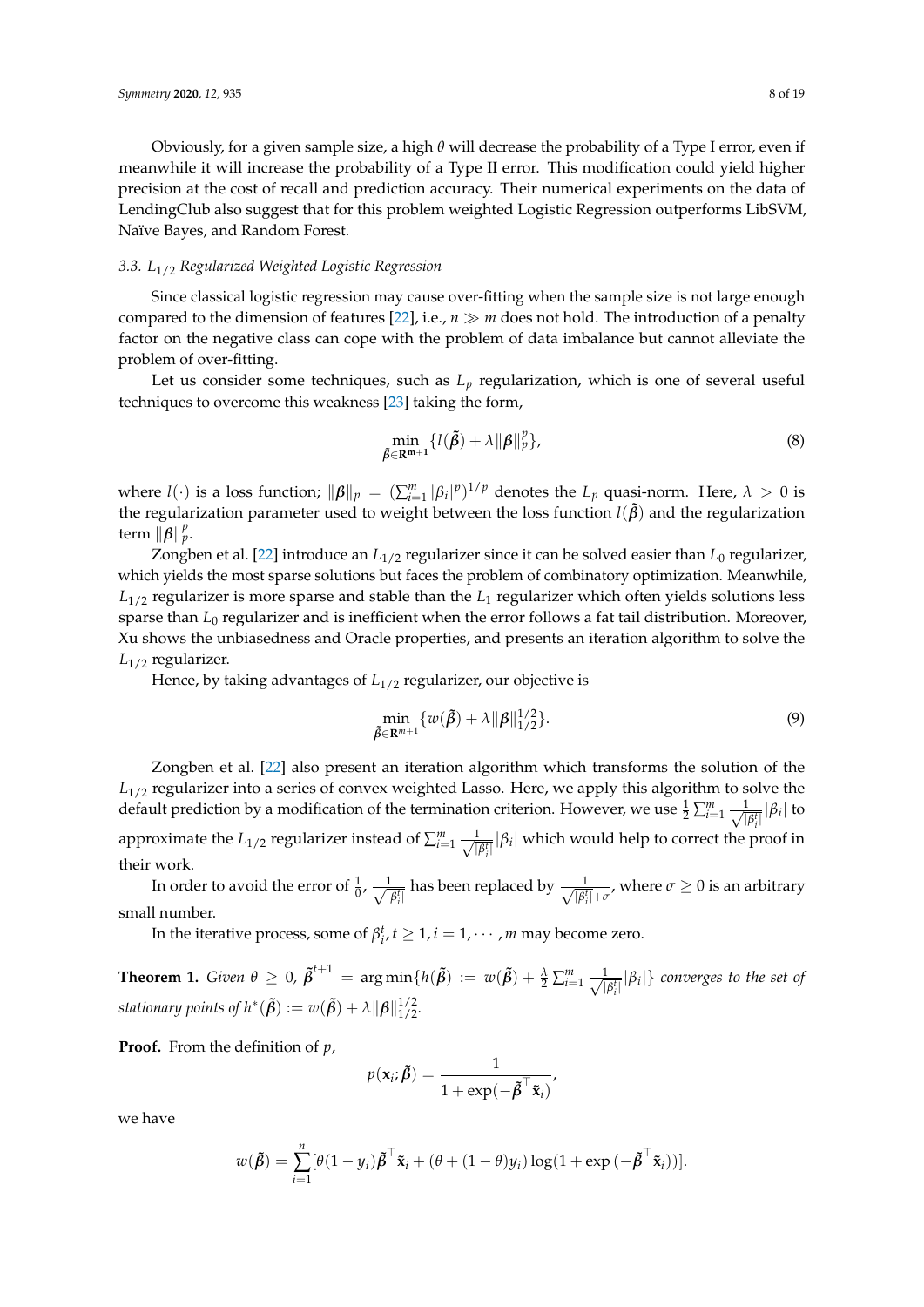Obviously, for a given sample size, a high $\theta$ will decrease the probability of a Type I error, even if meanwhile it will increase the probability of a Type II error. This modification could yield higher precision at the cost of recall and prediction accuracy. Their numerical experiments on the data of LendingClub also suggest that for this problem weighted Logistic Regression outperforms LibSVM, Naïve Bayes, and Random Forest.

### 3.3. $L_{1/2}$ Regularized Weighted Logistic Regression

Since classical logistic regression may cause over-fitting when the sample size is not large enough compared to the dimension of features [22], i.e., $n \gg m$ does not hold. The introduction of a penalty factor on the negative class can cope with the problem of data imbalance but cannot alleviate the problem of over-fitting.

Let us consider some techniques, such as $L_p$ regularization, which is one of several useful techniques to overcome this weakness [23] taking the form,

$$\min_{\tilde{\boldsymbol{\beta}} \in \mathbf{R}^{\mathbf{m+1}}} \{ l(\tilde{\boldsymbol{\beta}}) + \lambda \|\boldsymbol{\beta}\|_p^p \}, \tag{8}$$

where $l(\cdot)$ is a loss function; $\|\boldsymbol{\beta}\|_p = (\sum_{i=1}^m |\beta_i|^p)^{1/p}$ denotes the $L_p$ quasi-norm. Here, $\lambda > 0$ is the regularization parameter used to weight between the loss function $l(\tilde{\boldsymbol{\beta}})$ and the regularization term $\|\boldsymbol{\beta}\|_p^p$.

Zongben et al. [22] introduce an $L_{1/2}$ regularizer since it can be solved easier than $L_0$ regularizer, which yields the most sparse solutions but faces the problem of combinatory optimization. Meanwhile, $L_{1/2}$ regularizer is more sparse and stable than the $L_1$ regularizer which often yields solutions less sparse than $L_0$ regularizer and is inefficient when the error follows a fat tail distribution. Moreover, Xu shows the unbiasedness and Oracle properties, and presents an iteration algorithm to solve the $L_{1/2}$ regularizer.

Hence, by taking advantages of $L_{1/2}$ regularizer, our objective is

$$\min_{\tilde{\boldsymbol{\beta}} \in \mathbf{R}^{m+1}} \{ w(\tilde{\boldsymbol{\beta}}) + \lambda \|\boldsymbol{\beta}\|_{1/2}^{1/2} \}. \tag{9}$$

Zongben et al. [22] also present an iteration algorithm which transforms the solution of the $L_{1/2}$ regularizer into a series of convex weighted Lasso. Here, we apply this algorithm to solve the default prediction by a modification of the termination criterion. However, we use $\frac{1}{2}\sum_{i=1}^m \frac{1}{\sqrt{|\beta_i^t|}}|\beta_i|$ to approximate the $L_{1/2}$ regularizer instead of $\sum_{i=1}^m \frac{1}{\sqrt{|\beta_i^t|}}|\beta_i|$ which would help to correct the proof in their work.

In order to avoid the error of $\frac{1}{0}$, $\frac{1}{\sqrt{|\beta_i^t|}}$ has been replaced by $\frac{1}{\sqrt{|\beta_i^t|+\sigma}}$, where $\sigma \geq 0$ is an arbitrary small number.

In the iterative process, some of $\beta_i^t, t \geq 1, i = 1, \cdots, m$ may become zero.

**Theorem 1.** *Given $\theta \geq 0$, $\tilde{\boldsymbol{\beta}}^{t+1} = \arg\min\{h(\tilde{\boldsymbol{\beta}}) := w(\tilde{\boldsymbol{\beta}}) + \frac{\lambda}{2}\sum_{i=1}^m \frac{1}{\sqrt{|\beta_i^t|}}|\beta_i|\}$ converges to the set of stationary points of $h^*(\tilde{\boldsymbol{\beta}}) := w(\tilde{\boldsymbol{\beta}}) + \lambda\|\boldsymbol{\beta}\|_{1/2}^{1/2}$.*

**Proof.** From the definition of $p$,

$$p(\mathbf{x}_i; \tilde{\boldsymbol{\beta}}) = \frac{1}{1 + \exp(-\tilde{\boldsymbol{\beta}}^\top \tilde{\mathbf{x}}_i)},$$

we have

$$w(\tilde{\boldsymbol{\beta}}) = \sum_{i=1}^n [\theta(1 - y_i)\tilde{\boldsymbol{\beta}}^\top \tilde{\mathbf{x}}_i + (\theta + (1-\theta)y_i)\log(1 + \exp(-\tilde{\boldsymbol{\beta}}^\top \tilde{\mathbf{x}}_i))].$$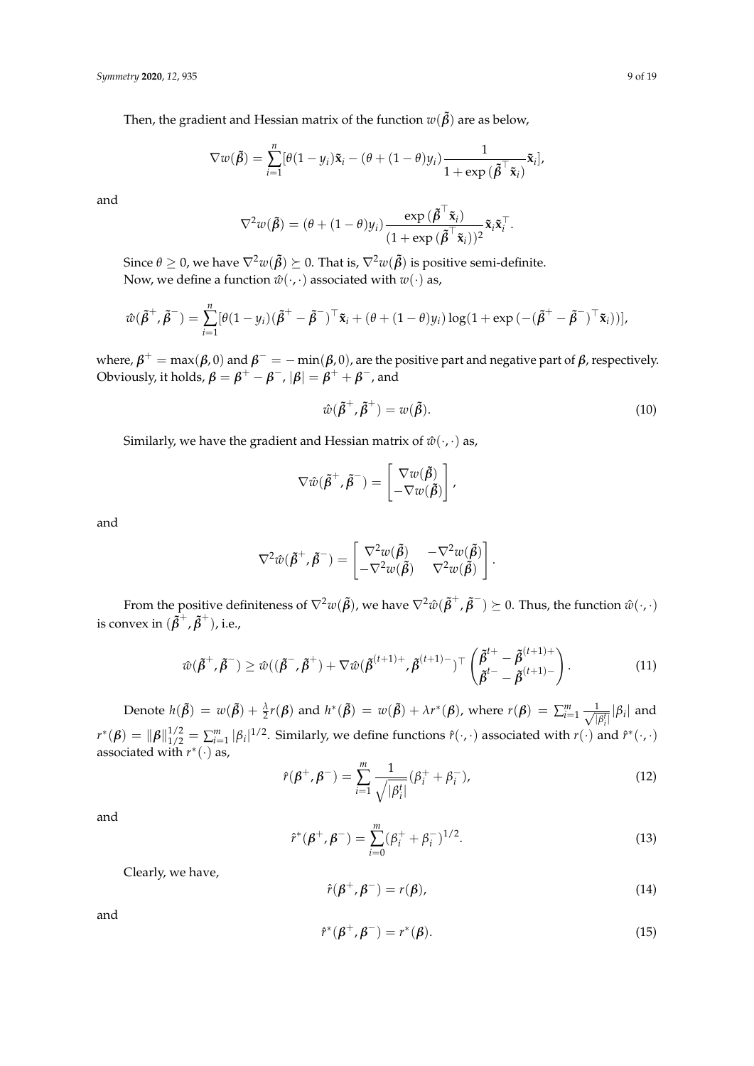Then, the gradient and Hessian matrix of the function $w(\tilde{\boldsymbol{\beta}})$ are as below,

$$\nabla w(\tilde{\boldsymbol{\beta}}) = \sum_{i=1}^{n} [\theta(1 - y_i)\tilde{\mathbf{x}}_i - (\theta + (1-\theta)y_i) \frac{1}{1 + \exp(\tilde{\boldsymbol{\beta}}^\top \tilde{\mathbf{x}}_i)} \tilde{\mathbf{x}}_i],$$

and

$$\nabla^2 w(\tilde{\boldsymbol{\beta}}) = (\theta + (1-\theta)y_i) \frac{\exp(\tilde{\boldsymbol{\beta}}^\top \tilde{\mathbf{x}}_i)}{(1 + \exp(\tilde{\boldsymbol{\beta}}^\top \tilde{\mathbf{x}}_i))^2} \tilde{\mathbf{x}}_i \tilde{\mathbf{x}}_i^\top.$$

Since $\theta \geq 0$, we have $\nabla^2 w(\tilde{\boldsymbol{\beta}}) \succeq 0$. That is, $\nabla^2 w(\tilde{\boldsymbol{\beta}})$ is positive semi-definite.
Now, we define a function $\hat{w}(\cdot,\cdot)$ associated with $w(\cdot)$ as,

$$\hat{w}(\tilde{\boldsymbol{\beta}}^+, \tilde{\boldsymbol{\beta}}^-) = \sum_{i=1}^{n} [\theta(1 - y_i)(\tilde{\boldsymbol{\beta}}^+ - \tilde{\boldsymbol{\beta}}^-)^\top \tilde{\mathbf{x}}_i + (\theta + (1-\theta)y_i) \log(1 + \exp(-(\tilde{\boldsymbol{\beta}}^+ - \tilde{\boldsymbol{\beta}}^-)^\top \tilde{\mathbf{x}}_i))],$$

where, $\boldsymbol{\beta}^+ = \max(\boldsymbol{\beta}, 0)$ and $\boldsymbol{\beta}^- = -\min(\boldsymbol{\beta}, 0)$, are the positive part and negative part of $\boldsymbol{\beta}$, respectively. Obviously, it holds, $\boldsymbol{\beta} = \boldsymbol{\beta}^+ - \boldsymbol{\beta}^-$, $|\boldsymbol{\beta}| = \boldsymbol{\beta}^+ + \boldsymbol{\beta}^-$, and

$$\hat{w}(\tilde{\boldsymbol{\beta}}^+, \tilde{\boldsymbol{\beta}}^+) = w(\tilde{\boldsymbol{\beta}}). \tag{10}$$

Similarly, we have the gradient and Hessian matrix of $\hat{w}(\cdot,\cdot)$ as,

$$\nabla \hat{w}(\tilde{\boldsymbol{\beta}}^+, \tilde{\boldsymbol{\beta}}^-) = \begin{bmatrix} \nabla w(\tilde{\boldsymbol{\beta}}) \\ -\nabla w(\tilde{\boldsymbol{\beta}}) \end{bmatrix},$$

and

$$\nabla^2 \hat{w}(\tilde{\boldsymbol{\beta}}^+, \tilde{\boldsymbol{\beta}}^-) = \begin{bmatrix} \nabla^2 w(\tilde{\boldsymbol{\beta}}) & -\nabla^2 w(\tilde{\boldsymbol{\beta}}) \\ -\nabla^2 w(\tilde{\boldsymbol{\beta}}) & \nabla^2 w(\tilde{\boldsymbol{\beta}}) \end{bmatrix}.$$

From the positive definiteness of $\nabla^2 w(\tilde{\boldsymbol{\beta}})$, we have $\nabla^2 \hat{w}(\tilde{\boldsymbol{\beta}}^+, \tilde{\boldsymbol{\beta}}^-) \succeq 0$. Thus, the function $\hat{w}(\cdot,\cdot)$ is convex in $(\tilde{\boldsymbol{\beta}}^+, \tilde{\boldsymbol{\beta}}^+)$, i.e.,

$$\hat{w}(\tilde{\boldsymbol{\beta}}^+, \tilde{\boldsymbol{\beta}}^-) \geq \hat{w}((\tilde{\boldsymbol{\beta}}^-, \tilde{\boldsymbol{\beta}}^+) + \nabla \hat{w}(\tilde{\boldsymbol{\beta}}^{(t+1)+}, \tilde{\boldsymbol{\beta}}^{(t+1)-})^\top \begin{pmatrix} \tilde{\boldsymbol{\beta}}^{t+} - \tilde{\boldsymbol{\beta}}^{(t+1)+} \\ \tilde{\boldsymbol{\beta}}^{t-} - \tilde{\boldsymbol{\beta}}^{(t+1)-} \end{pmatrix}. \tag{11}$$

Denote $h(\tilde{\boldsymbol{\beta}}) = w(\tilde{\boldsymbol{\beta}}) + \frac{\lambda}{2} r(\boldsymbol{\beta})$ and $h^*(\tilde{\boldsymbol{\beta}}) = w(\tilde{\boldsymbol{\beta}}) + \lambda r^*(\boldsymbol{\beta})$, where $r(\boldsymbol{\beta}) = \sum_{i=1}^{m} \frac{1}{\sqrt{|\beta_i^t|}} |\beta_i|$ and $r^*(\boldsymbol{\beta}) = \|\boldsymbol{\beta}\|_{1/2}^{1/2} = \sum_{i=1}^{m} |\beta_i|^{1/2}$. Similarly, we define functions $\hat{r}(\cdot,\cdot)$ associated with $r(\cdot)$ and $\hat{r}^*(\cdot,\cdot)$ associated with $r^*(\cdot)$ as,

$$\hat{r}(\boldsymbol{\beta}^+, \boldsymbol{\beta}^-) = \sum_{i=1}^{m} \frac{1}{\sqrt{|\beta_i^t|}} (\beta_i^+ + \beta_i^-), \tag{12}$$

and

$$\hat{r}^*(\boldsymbol{\beta}^+, \boldsymbol{\beta}^-) = \sum_{i=0}^{m} (\beta_i^+ + \beta_i^-)^{1/2}. \tag{13}$$

Clearly, we have,

$$\hat{r}(\boldsymbol{\beta}^+, \boldsymbol{\beta}^-) = r(\boldsymbol{\beta}), \tag{14}$$

and

$$\hat{r}^*(\boldsymbol{\beta}^+, \boldsymbol{\beta}^-) = r^*(\boldsymbol{\beta}). \tag{15}$$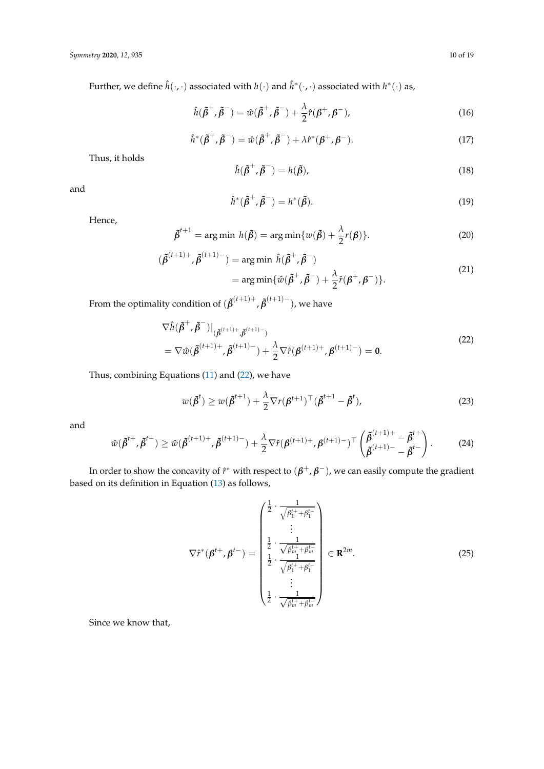Further, we define $\hat{h}(\cdot,\cdot)$ associated with $h(\cdot)$ and $\hat{h}^*(\cdot,\cdot)$ associated with $h^*(\cdot)$ as,

$$\hat{h}(\tilde{\boldsymbol{\beta}}^+,\tilde{\boldsymbol{\beta}}^-) = \hat{w}(\tilde{\boldsymbol{\beta}}^+,\tilde{\boldsymbol{\beta}}^-) + \frac{\lambda}{2}\hat{r}(\boldsymbol{\beta}^+,\boldsymbol{\beta}^-), \tag{16}$$

$$\hat{h}^*(\tilde{\boldsymbol{\beta}}^+,\tilde{\boldsymbol{\beta}}^-) = \hat{w}(\tilde{\boldsymbol{\beta}}^+,\tilde{\boldsymbol{\beta}}^-) + \lambda\hat{r}^*(\boldsymbol{\beta}^+,\boldsymbol{\beta}^-). \tag{17}$$

Thus, it holds

$$\hat{h}(\tilde{\boldsymbol{\beta}}^+,\tilde{\boldsymbol{\beta}}^-) = h(\tilde{\boldsymbol{\beta}}), \tag{18}$$

and

$$\hat{h}^*(\tilde{\boldsymbol{\beta}}^+,\tilde{\boldsymbol{\beta}}^-) = h^*(\tilde{\boldsymbol{\beta}}). \tag{19}$$

Hence,

$$\tilde{\boldsymbol{\beta}}^{t+1} = \arg\min\ h(\tilde{\boldsymbol{\beta}}) = \arg\min\{w(\tilde{\boldsymbol{\beta}}) + \frac{\lambda}{2}r(\boldsymbol{\beta})\}. \tag{20}$$

$$\begin{aligned}(\tilde{\boldsymbol{\beta}}^{(t+1)+},\tilde{\boldsymbol{\beta}}^{(t+1)-}) &= \arg\min\ \hat{h}(\tilde{\boldsymbol{\beta}}^+,\tilde{\boldsymbol{\beta}}^-) \\ &= \arg\min\{\hat{w}(\tilde{\boldsymbol{\beta}}^+,\tilde{\boldsymbol{\beta}}^-) + \frac{\lambda}{2}\hat{r}(\boldsymbol{\beta}^+,\boldsymbol{\beta}^-)\}.\end{aligned} \tag{21}$$

From the optimality condition of $(\tilde{\boldsymbol{\beta}}^{(t+1)+},\tilde{\boldsymbol{\beta}}^{(t+1)-})$, we have

$$\begin{aligned}&\nabla\hat{h}(\tilde{\boldsymbol{\beta}}^+,\tilde{\boldsymbol{\beta}}^-)|_{(\tilde{\boldsymbol{\beta}}^{(t+1)+},\tilde{\boldsymbol{\beta}}^{(t+1)-})} \\ &= \nabla\hat{w}(\tilde{\boldsymbol{\beta}}^{(t+1)+},\tilde{\boldsymbol{\beta}}^{(t+1)-}) + \frac{\lambda}{2}\nabla\hat{r}(\boldsymbol{\beta}^{(t+1)+},\boldsymbol{\beta}^{(t+1)-}) = \mathbf{0}.\end{aligned} \tag{22}$$

Thus, combining Equations (11) and (22), we have

$$w(\tilde{\boldsymbol{\beta}}^t) \geq w(\tilde{\boldsymbol{\beta}}^{t+1}) + \frac{\lambda}{2}\nabla r(\boldsymbol{\beta}^{t+1})^\top(\tilde{\boldsymbol{\beta}}^{t+1} - \tilde{\boldsymbol{\beta}}^t), \tag{23}$$

and

$$\hat{w}(\tilde{\boldsymbol{\beta}}^{t+},\tilde{\boldsymbol{\beta}}^{t-}) \geq \hat{w}(\tilde{\boldsymbol{\beta}}^{(t+1)+},\tilde{\boldsymbol{\beta}}^{(t+1)-}) + \frac{\lambda}{2}\nabla\hat{r}(\boldsymbol{\beta}^{(t+1)+},\boldsymbol{\beta}^{(t+1)-})^\top\begin{pmatrix}\tilde{\boldsymbol{\beta}}^{(t+1)+} - \tilde{\boldsymbol{\beta}}^{t+} \\ \tilde{\boldsymbol{\beta}}^{(t+1)-} - \tilde{\boldsymbol{\beta}}^{t-}\end{pmatrix}. \tag{24}$$

In order to show the concavity of $\hat{r}^*$ with respect to $(\boldsymbol{\beta}^+,\boldsymbol{\beta}^-)$, we can easily compute the gradient based on its definition in Equation (13) as follows,

$$\nabla\hat{r}^*(\boldsymbol{\beta}^{t+},\boldsymbol{\beta}^{t-}) = \begin{pmatrix}\frac{1}{2}\cdot\frac{1}{\sqrt{\beta_1^{t+}+\beta_1^{t-}}} \\ \vdots \\ \frac{1}{2}\cdot\frac{1}{\sqrt{\beta_m^{t+}+\beta_m^{t-}}} \\ \frac{1}{2}\cdot\frac{1}{\sqrt{\beta_1^{t+}+\beta_1^{t-}}} \\ \vdots \\ \frac{1}{2}\cdot\frac{1}{\sqrt{\beta_m^{t+}+\beta_m^{t-}}}\end{pmatrix} \in \mathbf{R}^{2m}. \tag{25}$$

Since we know that,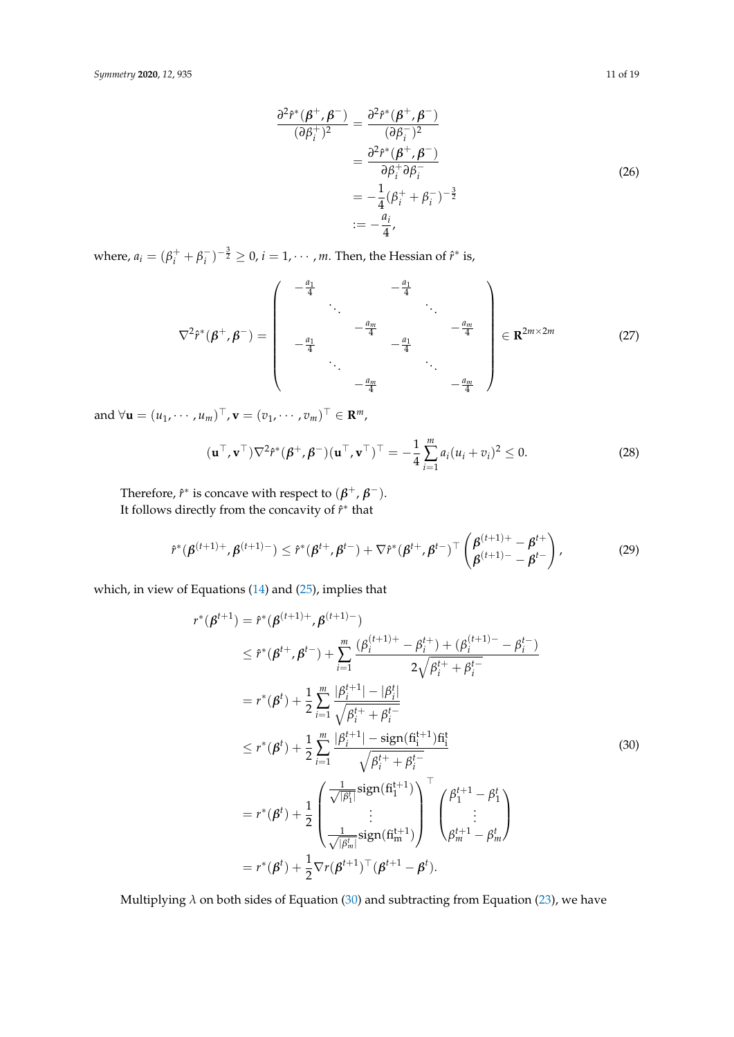$$
\begin{aligned}
\frac{\partial^2 \hat{r}^*(\boldsymbol{\beta}^+, \boldsymbol{\beta}^-)}{(\partial \beta_i^+)^2} &= \frac{\partial^2 \hat{r}^*(\boldsymbol{\beta}^+, \boldsymbol{\beta}^-)}{(\partial \beta_i^-)^2} \\
&= \frac{\partial^2 \hat{r}^*(\boldsymbol{\beta}^+, \boldsymbol{\beta}^-)}{\partial \beta_i^+ \partial \beta_i^-} \\
&= -\frac{1}{4}(\beta_i^+ + \beta_i^-)^{-\frac{3}{2}} \\
&:= -\frac{a_i}{4},
\end{aligned}
\tag{26}
$$

where, $a_i = (\beta_i^+ + \beta_i^-)^{-\frac{3}{2}} \geq 0$, $i = 1, \cdots, m$. Then, the Hessian of $\hat{r}^*$ is,

$$
\nabla^2 \hat{r}^*(\boldsymbol{\beta}^+, \boldsymbol{\beta}^-) = \begin{pmatrix}
-\frac{a_1}{4} & & & -\frac{a_1}{4} & & \\
& \ddots & & & \ddots & \\
& & -\frac{a_m}{4} & & & -\frac{a_m}{4} \\
-\frac{a_1}{4} & & & -\frac{a_1}{4} & & \\
& \ddots & & & \ddots & \\
& & -\frac{a_m}{4} & & & -\frac{a_m}{4}
\end{pmatrix} \in \mathbf{R}^{2m \times 2m}
\tag{27}
$$

and $\forall \mathbf{u} = (u_1, \cdots, u_m)^\top, \mathbf{v} = (v_1, \cdots, v_m)^\top \in \mathbf{R}^m$,

$$
(\mathbf{u}^\top, \mathbf{v}^\top) \nabla^2 \hat{r}^*(\boldsymbol{\beta}^+, \boldsymbol{\beta}^-)(\mathbf{u}^\top, \mathbf{v}^\top)^\top = -\frac{1}{4} \sum_{i=1}^{m} a_i (u_i + v_i)^2 \leq 0.
\tag{28}
$$

Therefore, $\hat{r}^*$ is concave with respect to $(\boldsymbol{\beta}^+, \boldsymbol{\beta}^-)$.

It follows directly from the concavity of $\hat{r}^*$ that

$$
\hat{r}^*(\boldsymbol{\beta}^{(t+1)+}, \boldsymbol{\beta}^{(t+1)-}) \leq \hat{r}^*(\boldsymbol{\beta}^{t+}, \boldsymbol{\beta}^{t-}) + \nabla \hat{r}^*(\boldsymbol{\beta}^{t+}, \boldsymbol{\beta}^{t-})^\top \begin{pmatrix} \boldsymbol{\beta}^{(t+1)+} - \boldsymbol{\beta}^{t+} \\ \boldsymbol{\beta}^{(t+1)-} - \boldsymbol{\beta}^{t-} \end{pmatrix},
\tag{29}
$$

which, in view of Equations (14) and (25), implies that

$$
\begin{aligned}
r^*(\boldsymbol{\beta}^{t+1}) &= \hat{r}^*(\boldsymbol{\beta}^{(t+1)+}, \boldsymbol{\beta}^{(t+1)-}) \\
&\leq \hat{r}^*(\boldsymbol{\beta}^{t+}, \boldsymbol{\beta}^{t-}) + \sum_{i=1}^{m} \frac{(\beta_i^{(t+1)+} - \beta_i^{t+}) + (\beta_i^{(t+1)-} - \beta_i^{t-})}{2\sqrt{\beta_i^{t+} + \beta_i^{t-}}} \\
&= r^*(\boldsymbol{\beta}^t) + \frac{1}{2} \sum_{i=1}^{m} \frac{|\beta_i^{t+1}| - |\beta_i^t|}{\sqrt{\beta_i^{t+} + \beta_i^{t-}}} \\
&\leq r^*(\boldsymbol{\beta}^t) + \frac{1}{2} \sum_{i=1}^{m} \frac{|\beta_i^{t+1}| - \mathrm{sign}(\beta_i^{t+1})\beta_i^t}{\sqrt{\beta_i^{t+} + \beta_i^{t-}}} \\
&= r^*(\boldsymbol{\beta}^t) + \frac{1}{2} \begin{pmatrix} \frac{1}{\sqrt{|\beta_1^t|}} \mathrm{sign}(\beta_1^{t+1}) \\ \vdots \\ \frac{1}{\sqrt{|\beta_m^t|}} \mathrm{sign}(\beta_m^{t+1}) \end{pmatrix}^\top \begin{pmatrix} \beta_1^{t+1} - \beta_1^t \\ \vdots \\ \beta_m^{t+1} - \beta_m^t \end{pmatrix} \\
&= r^*(\boldsymbol{\beta}^t) + \frac{1}{2} \nabla r(\boldsymbol{\beta}^{t+1})^\top (\boldsymbol{\beta}^{t+1} - \boldsymbol{\beta}^t).
\end{aligned}
\tag{30}
$$

Multiplying $\lambda$ on both sides of Equation (30) and subtracting from Equation (23), we have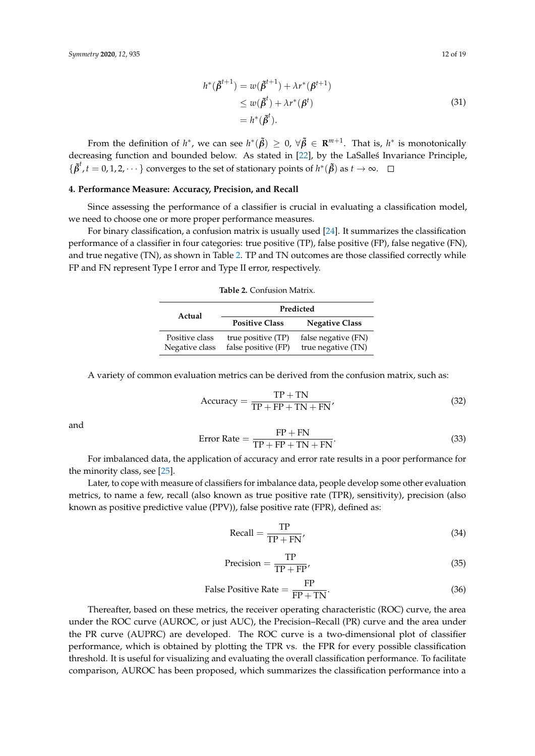$$
\begin{aligned}
h^*(\tilde{\boldsymbol{\beta}}^{t+1}) &= w(\tilde{\boldsymbol{\beta}}^{t+1}) + \lambda r^*(\boldsymbol{\beta}^{t+1}) \\
&\leq w(\tilde{\boldsymbol{\beta}}^{t}) + \lambda r^*(\boldsymbol{\beta}^{t}) \\
&= h^*(\tilde{\boldsymbol{\beta}}^{t}).
\end{aligned} \tag{31}
$$

From the definition of $h^*$, we can see $h^*(\tilde{\boldsymbol{\beta}}) \geq 0$, $\forall \tilde{\boldsymbol{\beta}} \in \mathbf{R}^{m+1}$. That is, $h^*$ is monotonically decreasing function and bounded below. As stated in [22], by the LaSalleś Invariance Principle, $\{\tilde{\boldsymbol{\beta}}^t, t = 0, 1, 2, \cdots\}$ converges to the set of stationary points of $h^*(\tilde{\boldsymbol{\beta}})$ as $t \to \infty$. □

## 4. Performance Measure: Accuracy, Precision, and Recall

Since assessing the performance of a classifier is crucial in evaluating a classification model, we need to choose one or more proper performance measures.

For binary classification, a confusion matrix is usually used [24]. It summarizes the classification performance of a classifier in four categories: true positive (TP), false positive (FP), false negative (FN), and true negative (TN), as shown in Table 2. TP and TN outcomes are those classified correctly while FP and FN represent Type I error and Type II error, respectively.

**Table 2.** Confusion Matrix.

| Actual | Predicted | |
|---|---|---|
| | **Positive Class** | **Negative Class** |
| Positive class | true positive (TP) | false negative (FN) |
| Negative class | false positive (FP) | true negative (TN) |

A variety of common evaluation metrics can be derived from the confusion matrix, such as:

$$
\text{Accuracy} = \frac{\text{TP} + \text{TN}}{\text{TP} + \text{FP} + \text{TN} + \text{FN}}, \tag{32}
$$

and

$$
\text{Error Rate} = \frac{\text{FP} + \text{FN}}{\text{TP} + \text{FP} + \text{TN} + \text{FN}}. \tag{33}
$$

For imbalanced data, the application of accuracy and error rate results in a poor performance for the minority class, see [25].

Later, to cope with measure of classifiers for imbalance data, people develop some other evaluation metrics, to name a few, recall (also known as true positive (TPR), sensitivity), precision (also known as positive predictive value (PPV)), false positive rate (FPR), defined as:

$$
\text{Recall} = \frac{\text{TP}}{\text{TP} + \text{FN}}, \tag{34}
$$

$$
\text{Precision} = \frac{\text{TP}}{\text{TP} + \text{FP}}, \tag{35}
$$

$$
\text{False Positive Rate} = \frac{\text{FP}}{\text{FP} + \text{TN}}. \tag{36}
$$

Thereafter, based on these metrics, the receiver operating characteristic (ROC) curve, the area under the ROC curve (AUROC, or just AUC), the Precision–Recall (PR) curve and the area under the PR curve (AUPRC) are developed. The ROC curve is a two-dimensional plot of classifier performance, which is obtained by plotting the TPR vs. the FPR for every possible classification threshold. It is useful for visualizing and evaluating the overall classification performance. To facilitate comparison, AUROC has been proposed, which summarizes the classification performance into a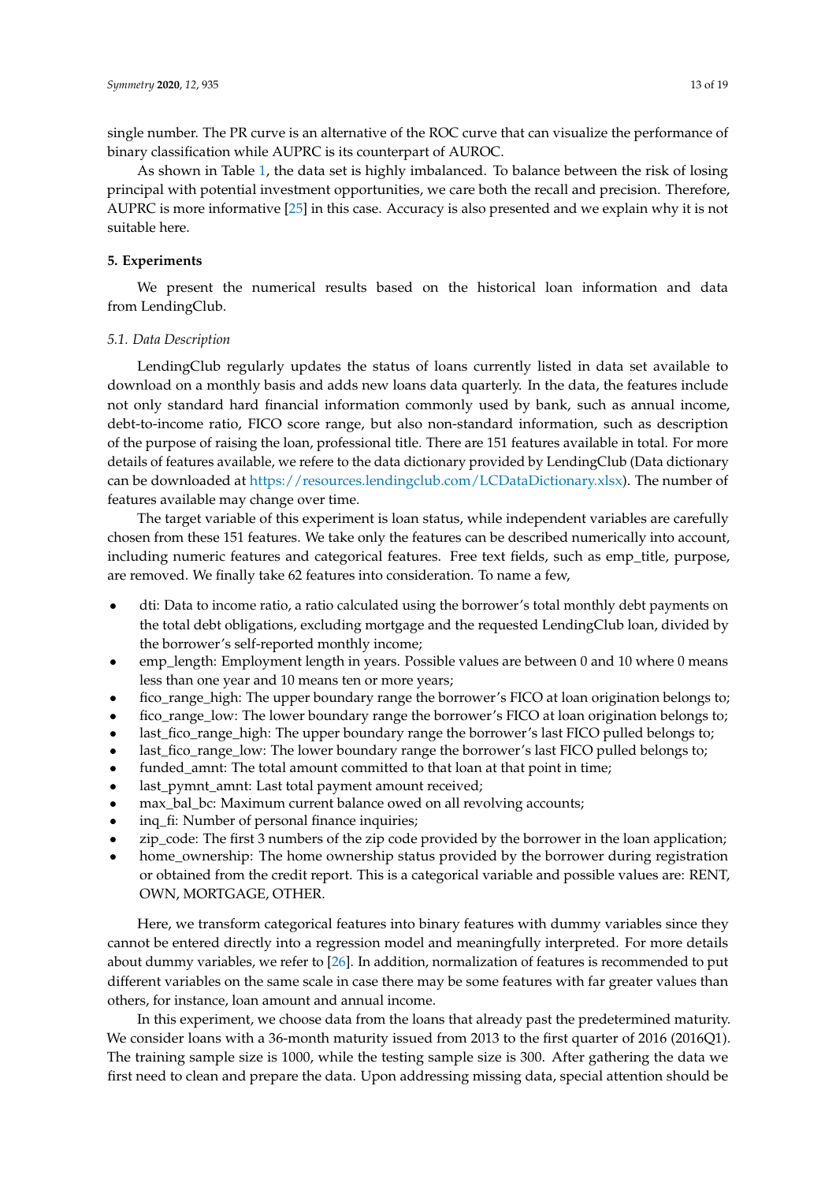single number. The PR curve is an alternative of the ROC curve that can visualize the performance of binary classification while AUPRC is its counterpart of AUROC.

As shown in Table 1, the data set is highly imbalanced. To balance between the risk of losing principal with potential investment opportunities, we care both the recall and precision. Therefore, AUPRC is more informative [25] in this case. Accuracy is also presented and we explain why it is not suitable here.

## 5. Experiments

We present the numerical results based on the historical loan information and data from LendingClub.

### *5.1. Data Description*

LendingClub regularly updates the status of loans currently listed in data set available to download on a monthly basis and adds new loans data quarterly. In the data, the features include not only standard hard financial information commonly used by bank, such as annual income, debt-to-income ratio, FICO score range, but also non-standard information, such as description of the purpose of raising the loan, professional title. There are 151 features available in total. For more details of features available, we refere to the data dictionary provided by LendingClub (Data dictionary can be downloaded at https://resources.lendingclub.com/LCDataDictionary.xlsx). The number of features available may change over time.

The target variable of this experiment is loan status, while independent variables are carefully chosen from these 151 features. We take only the features can be described numerically into account, including numeric features and categorical features. Free text fields, such as emp_title, purpose, are removed. We finally take 62 features into consideration. To name a few,

- dti: Data to income ratio, a ratio calculated using the borrower's total monthly debt payments on the total debt obligations, excluding mortgage and the requested LendingClub loan, divided by the borrower's self-reported monthly income;
- emp_length: Employment length in years. Possible values are between 0 and 10 where 0 means less than one year and 10 means ten or more years;
- fico_range_high: The upper boundary range the borrower's FICO at loan origination belongs to;
- fico_range_low: The lower boundary range the borrower's FICO at loan origination belongs to;
- last_fico_range_high: The upper boundary range the borrower's last FICO pulled belongs to;
- last_fico_range_low: The lower boundary range the borrower's last FICO pulled belongs to;
- funded_amnt: The total amount committed to that loan at that point in time;
- last_pymnt_amnt: Last total payment amount received;
- max_bal_bc: Maximum current balance owed on all revolving accounts;
- inq_fi: Number of personal finance inquiries;
- zip_code: The first 3 numbers of the zip code provided by the borrower in the loan application;
- home_ownership: The home ownership status provided by the borrower during registration or obtained from the credit report. This is a categorical variable and possible values are: RENT, OWN, MORTGAGE, OTHER.

Here, we transform categorical features into binary features with dummy variables since they cannot be entered directly into a regression model and meaningfully interpreted. For more details about dummy variables, we refer to [26]. In addition, normalization of features is recommended to put different variables on the same scale in case there may be some features with far greater values than others, for instance, loan amount and annual income.

In this experiment, we choose data from the loans that already past the predetermined maturity. We consider loans with a 36-month maturity issued from 2013 to the first quarter of 2016 (2016Q1). The training sample size is 1000, while the testing sample size is 300. After gathering the data we first need to clean and prepare the data. Upon addressing missing data, special attention should be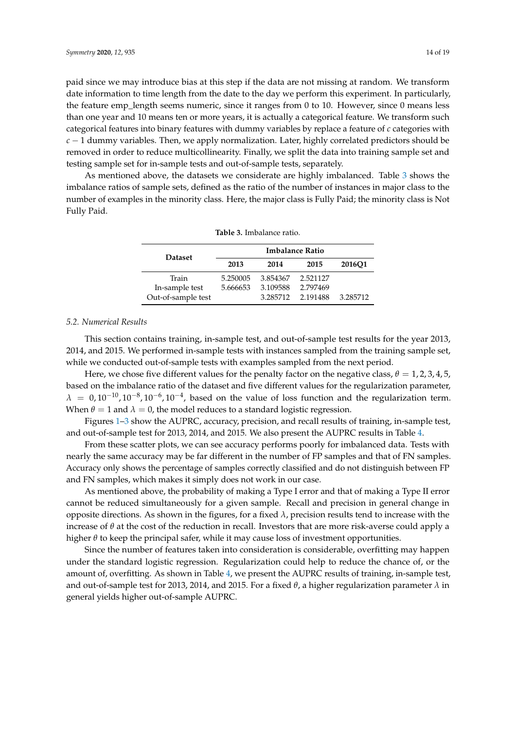paid since we may introduce bias at this step if the data are not missing at random. We transform date information to time length from the date to the day we perform this experiment. In particularly, the feature emp_length seems numeric, since it ranges from 0 to 10. However, since 0 means less than one year and 10 means ten or more years, it is actually a categorical feature. We transform such categorical features into binary features with dummy variables by replace a feature of $c$ categories with $c-1$ dummy variables. Then, we apply normalization. Later, highly correlated predictors should be removed in order to reduce multicollinearity. Finally, we split the data into training sample set and testing sample set for in-sample tests and out-of-sample tests, separately.

As mentioned above, the datasets we considerate are highly imbalanced. Table 3 shows the imbalance ratios of sample sets, defined as the ratio of the number of instances in major class to the number of examples in the minority class. Here, the major class is Fully Paid; the minority class is Not Fully Paid.

**Table 3.** Imbalance ratio.

| Dataset | Imbalance Ratio | | | |
|---|---|---|---|---|
| | **2013** | **2014** | **2015** | **2016Q1** |
| Train | 5.250005 | 3.854367 | 2.521127 | |
| In-sample test | 5.666653 | 3.109588 | 2.797469 | |
| Out-of-sample test | | 3.285712 | 2.191488 | 3.285712 |

### 5.2. Numerical Results

This section contains training, in-sample test, and out-of-sample test results for the year 2013, 2014, and 2015. We performed in-sample tests with instances sampled from the training sample set, while we conducted out-of-sample tests with examples sampled from the next period.

Here, we chose five different values for the penalty factor on the negative class, $\theta = 1, 2, 3, 4, 5$, based on the imbalance ratio of the dataset and five different values for the regularization parameter, $\lambda = 0, 10^{-10}, 10^{-8}, 10^{-6}, 10^{-4}$, based on the value of loss function and the regularization term. When $\theta = 1$ and $\lambda = 0$, the model reduces to a standard logistic regression.

Figures 1–3 show the AUPRC, accuracy, precision, and recall results of training, in-sample test, and out-of-sample test for 2013, 2014, and 2015. We also present the AUPRC results in Table 4.

From these scatter plots, we can see accuracy performs poorly for imbalanced data. Tests with nearly the same accuracy may be far different in the number of FP samples and that of FN samples. Accuracy only shows the percentage of samples correctly classified and do not distinguish between FP and FN samples, which makes it simply does not work in our case.

As mentioned above, the probability of making a Type I error and that of making a Type II error cannot be reduced simultaneously for a given sample. Recall and precision in general change in opposite directions. As shown in the figures, for a fixed $\lambda$, precision results tend to increase with the increase of $\theta$ at the cost of the reduction in recall. Investors that are more risk-averse could apply a higher $\theta$ to keep the principal safer, while it may cause loss of investment opportunities.

Since the number of features taken into consideration is considerable, overfitting may happen under the standard logistic regression. Regularization could help to reduce the chance of, or the amount of, overfitting. As shown in Table 4, we present the AUPRC results of training, in-sample test, and out-of-sample test for 2013, 2014, and 2015. For a fixed $\theta$, a higher regularization parameter $\lambda$ in general yields higher out-of-sample AUPRC.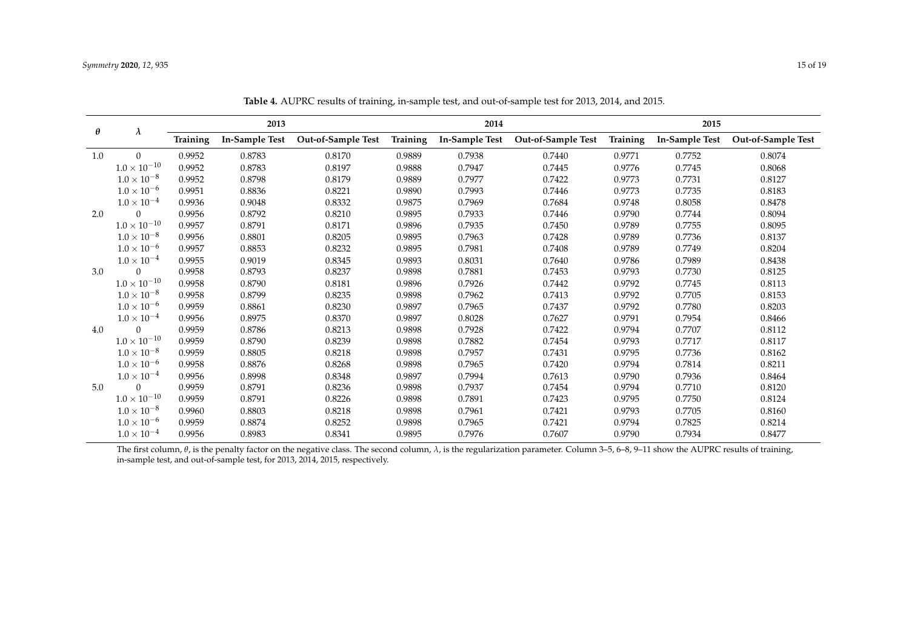**Table 4.** AUPRC results of training, in-sample test, and out-of-sample test for 2013, 2014, and 2015.

| $\theta$ | $\lambda$ | 2013 | | | 2014 | | | 2015 | | |
|---|---|---|---|---|---|---|---|---|---|---|
| | | **Training** | **In-Sample Test** | **Out-of-Sample Test** | **Training** | **In-Sample Test** | **Out-of-Sample Test** | **Training** | **In-Sample Test** | **Out-of-Sample Test** |
| 1.0 | 0 | 0.9952 | 0.8783 | 0.8170 | 0.9889 | 0.7938 | 0.7440 | 0.9771 | 0.7752 | 0.8074 |
| | $1.0 \times 10^{-10}$ | 0.9952 | 0.8783 | 0.8197 | 0.9888 | 0.7947 | 0.7445 | 0.9776 | 0.7745 | 0.8068 |
| | $1.0 \times 10^{-8}$ | 0.9952 | 0.8798 | 0.8179 | 0.9889 | 0.7977 | 0.7422 | 0.9773 | 0.7731 | 0.8127 |
| | $1.0 \times 10^{-6}$ | 0.9951 | 0.8836 | 0.8221 | 0.9890 | 0.7993 | 0.7446 | 0.9773 | 0.7735 | 0.8183 |
| | $1.0 \times 10^{-4}$ | 0.9936 | 0.9048 | 0.8332 | 0.9875 | 0.7969 | 0.7684 | 0.9748 | 0.8058 | 0.8478 |
| 2.0 | 0 | 0.9956 | 0.8792 | 0.8210 | 0.9895 | 0.7933 | 0.7446 | 0.9790 | 0.7744 | 0.8094 |
| | $1.0 \times 10^{-10}$ | 0.9957 | 0.8791 | 0.8171 | 0.9896 | 0.7935 | 0.7450 | 0.9789 | 0.7755 | 0.8095 |
| | $1.0 \times 10^{-8}$ | 0.9956 | 0.8801 | 0.8205 | 0.9895 | 0.7963 | 0.7428 | 0.9789 | 0.7736 | 0.8137 |
| | $1.0 \times 10^{-6}$ | 0.9957 | 0.8853 | 0.8232 | 0.9895 | 0.7981 | 0.7408 | 0.9789 | 0.7749 | 0.8204 |
| | $1.0 \times 10^{-4}$ | 0.9955 | 0.9019 | 0.8345 | 0.9893 | 0.8031 | 0.7640 | 0.9786 | 0.7989 | 0.8438 |
| 3.0 | 0 | 0.9958 | 0.8793 | 0.8237 | 0.9898 | 0.7881 | 0.7453 | 0.9793 | 0.7730 | 0.8125 |
| | $1.0 \times 10^{-10}$ | 0.9958 | 0.8790 | 0.8181 | 0.9896 | 0.7926 | 0.7442 | 0.9792 | 0.7745 | 0.8113 |
| | $1.0 \times 10^{-8}$ | 0.9958 | 0.8799 | 0.8235 | 0.9898 | 0.7962 | 0.7413 | 0.9792 | 0.7705 | 0.8153 |
| | $1.0 \times 10^{-6}$ | 0.9959 | 0.8861 | 0.8230 | 0.9897 | 0.7965 | 0.7437 | 0.9792 | 0.7780 | 0.8203 |
| | $1.0 \times 10^{-4}$ | 0.9956 | 0.8975 | 0.8370 | 0.9897 | 0.8028 | 0.7627 | 0.9791 | 0.7954 | 0.8466 |
| 4.0 | 0 | 0.9959 | 0.8786 | 0.8213 | 0.9898 | 0.7928 | 0.7422 | 0.9794 | 0.7707 | 0.8112 |
| | $1.0 \times 10^{-10}$ | 0.9959 | 0.8790 | 0.8239 | 0.9898 | 0.7882 | 0.7454 | 0.9793 | 0.7717 | 0.8117 |
| | $1.0 \times 10^{-8}$ | 0.9959 | 0.8805 | 0.8218 | 0.9898 | 0.7957 | 0.7431 | 0.9795 | 0.7736 | 0.8162 |
| | $1.0 \times 10^{-6}$ | 0.9958 | 0.8876 | 0.8268 | 0.9898 | 0.7965 | 0.7420 | 0.9794 | 0.7814 | 0.8211 |
| | $1.0 \times 10^{-4}$ | 0.9956 | 0.8998 | 0.8348 | 0.9897 | 0.7994 | 0.7613 | 0.9790 | 0.7936 | 0.8464 |
| 5.0 | 0 | 0.9959 | 0.8791 | 0.8236 | 0.9898 | 0.7937 | 0.7454 | 0.9794 | 0.7710 | 0.8120 |
| | $1.0 \times 10^{-10}$ | 0.9959 | 0.8791 | 0.8226 | 0.9898 | 0.7891 | 0.7423 | 0.9795 | 0.7750 | 0.8124 |
| | $1.0 \times 10^{-8}$ | 0.9960 | 0.8803 | 0.8218 | 0.9898 | 0.7961 | 0.7421 | 0.9793 | 0.7705 | 0.8160 |
| | $1.0 \times 10^{-6}$ | 0.9959 | 0.8874 | 0.8252 | 0.9898 | 0.7965 | 0.7421 | 0.9794 | 0.7825 | 0.8214 |
| | $1.0 \times 10^{-4}$ | 0.9956 | 0.8983 | 0.8341 | 0.9895 | 0.7976 | 0.7607 | 0.9790 | 0.7934 | 0.8477 |

The first column, $\theta$, is the penalty factor on the negative class. The second column, $\lambda$, is the regularization parameter. Column 3–5, 6–8, 9–11 show the AUPRC results of training, in-sample test, and out-of-sample test, for 2013, 2014, 2015, respectively.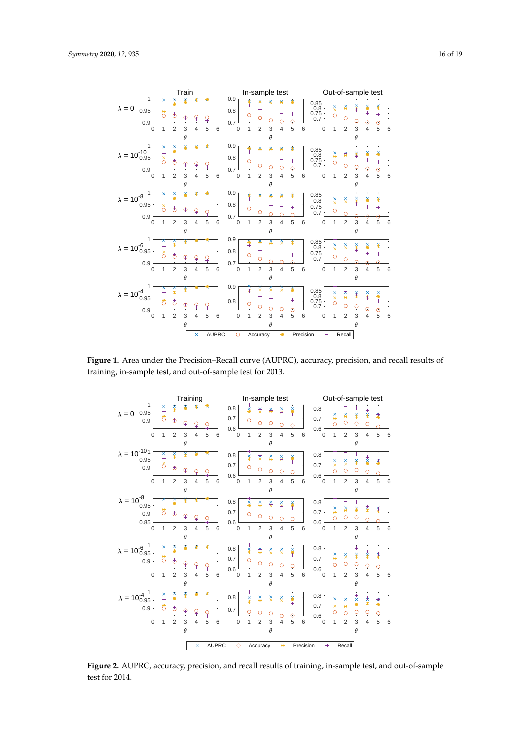**Figure 1.** Area under the Precision–Recall curve (AUPRC), accuracy, precision, and recall results of training, in-sample test, and out-of-sample test for 2013.

**Figure 2.** AUPRC, accuracy, precision, and recall results of training, in-sample test, and out-of-sample test for 2014.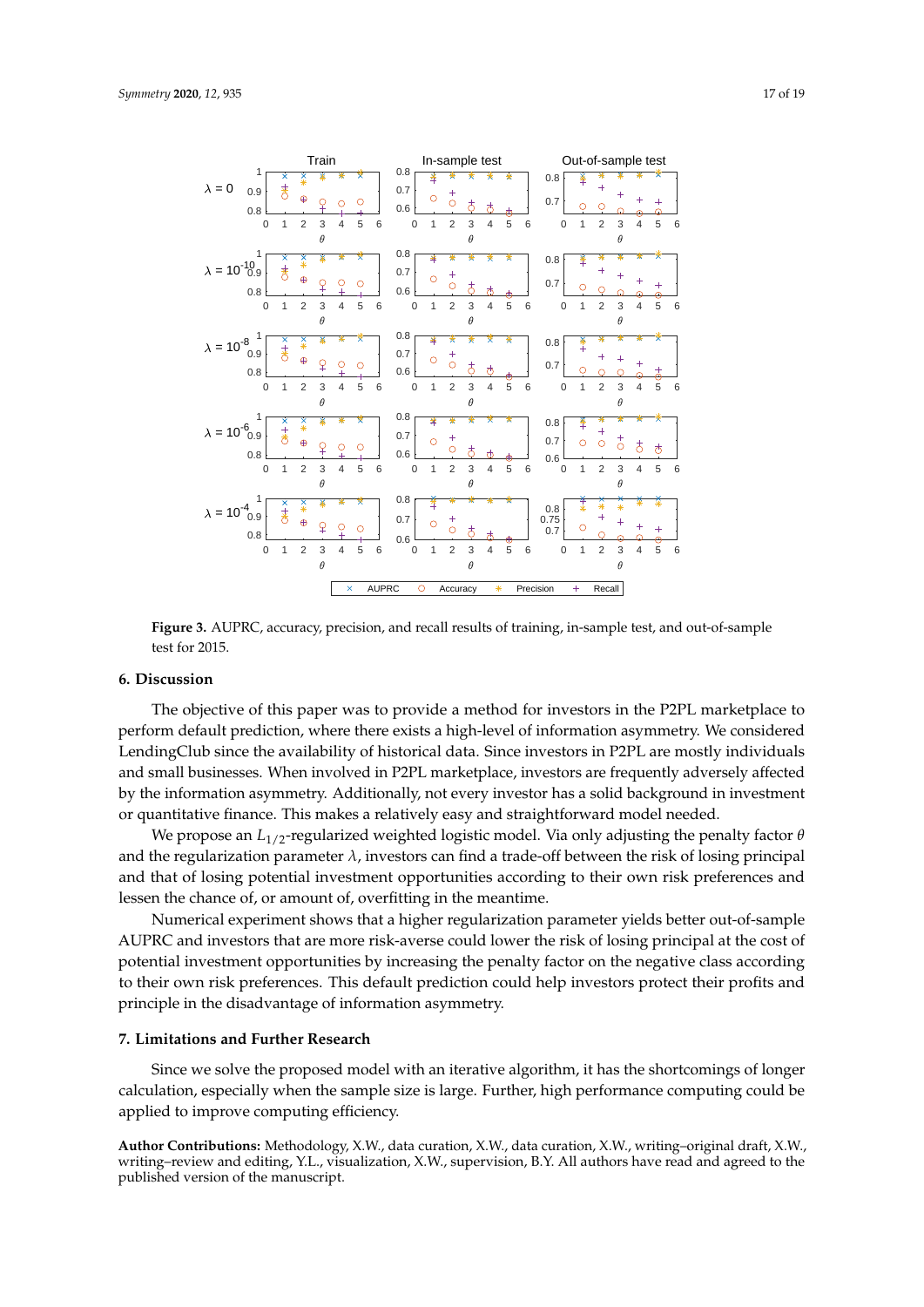**Figure 3.** AUPRC, accuracy, precision, and recall results of training, in-sample test, and out-of-sample test for 2015.

## 6. Discussion

The objective of this paper was to provide a method for investors in the P2PL marketplace to perform default prediction, where there exists a high-level of information asymmetry. We considered LendingClub since the availability of historical data. Since investors in P2PL are mostly individuals and small businesses. When involved in P2PL marketplace, investors are frequently adversely affected by the information asymmetry. Additionally, not every investor has a solid background in investment or quantitative finance. This makes a relatively easy and straightforward model needed.

We propose an $L_{1/2}$-regularized weighted logistic model. Via only adjusting the penalty factor $\theta$ and the regularization parameter $\lambda$, investors can find a trade-off between the risk of losing principal and that of losing potential investment opportunities according to their own risk preferences and lessen the chance of, or amount of, overfitting in the meantime.

Numerical experiment shows that a higher regularization parameter yields better out-of-sample AUPRC and investors that are more risk-averse could lower the risk of losing principal at the cost of potential investment opportunities by increasing the penalty factor on the negative class according to their own risk preferences. This default prediction could help investors protect their profits and principle in the disadvantage of information asymmetry.

## 7. Limitations and Further Research

Since we solve the proposed model with an iterative algorithm, it has the shortcomings of longer calculation, especially when the sample size is large. Further, high performance computing could be applied to improve computing efficiency.

**Author Contributions:** Methodology, X.W., data curation, X.W., data curation, X.W., writing–original draft, X.W., writing–review and editing, Y.L., visualization, X.W., supervision, B.Y. All authors have read and agreed to the published version of the manuscript.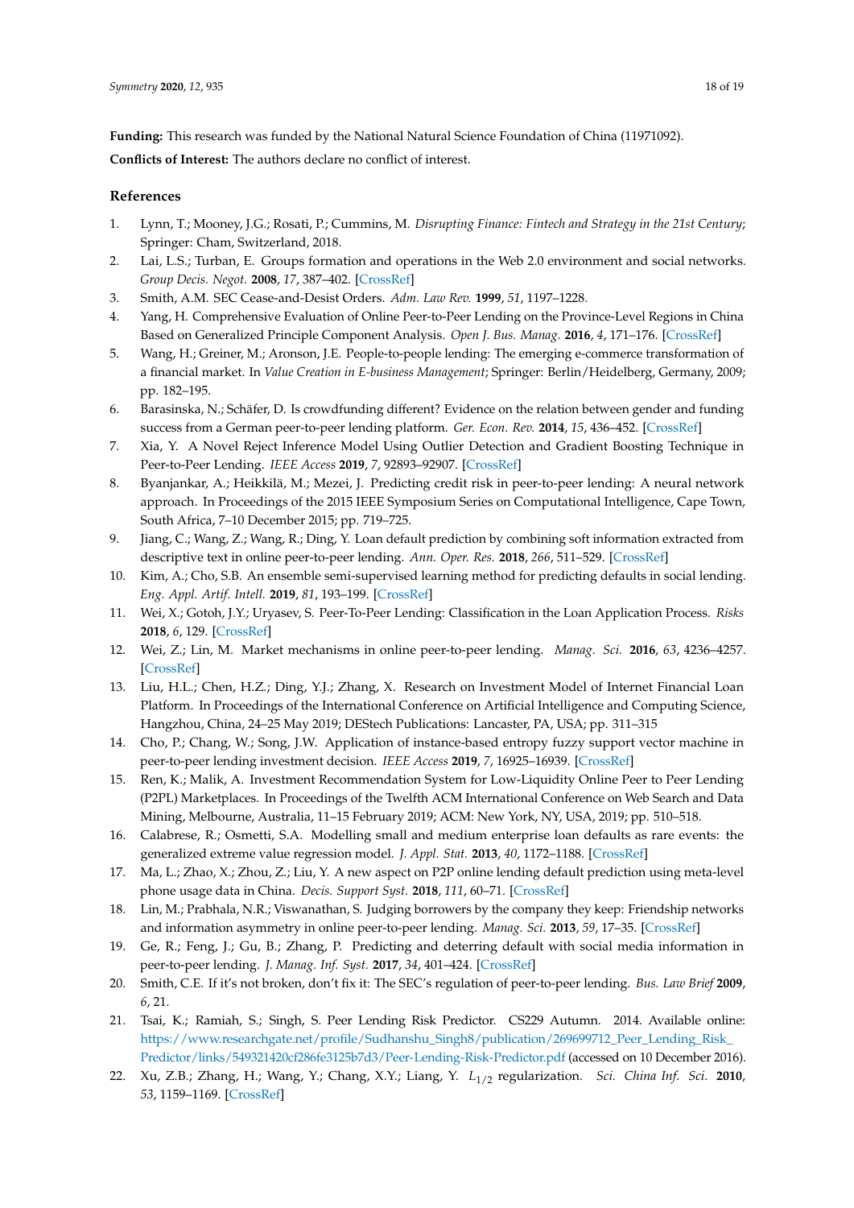**Funding:** This research was funded by the National Natural Science Foundation of China (11971092).

**Conflicts of Interest:** The authors declare no conflict of interest.

## References

1. Lynn, T.; Mooney, J.G.; Rosati, P.; Cummins, M. *Disrupting Finance: Fintech and Strategy in the 21st Century*; Springer: Cham, Switzerland, 2018.
2. Lai, L.S.; Turban, E. Groups formation and operations in the Web 2.0 environment and social networks. *Group Decis. Negot.* **2008**, *17*, 387–402. [CrossRef]
3. Smith, A.M. SEC Cease-and-Desist Orders. *Adm. Law Rev.* **1999**, *51*, 1197–1228.
4. Yang, H. Comprehensive Evaluation of Online Peer-to-Peer Lending on the Province-Level Regions in China Based on Generalized Principle Component Analysis. *Open J. Bus. Manag.* **2016**, *4*, 171–176. [CrossRef]
5. Wang, H.; Greiner, M.; Aronson, J.E. People-to-people lending: The emerging e-commerce transformation of a financial market. In *Value Creation in E-business Management*; Springer: Berlin/Heidelberg, Germany, 2009; pp. 182–195.
6. Barasinska, N.; Schäfer, D. Is crowdfunding different? Evidence on the relation between gender and funding success from a German peer-to-peer lending platform. *Ger. Econ. Rev.* **2014**, *15*, 436–452. [CrossRef]
7. Xia, Y. A Novel Reject Inference Model Using Outlier Detection and Gradient Boosting Technique in Peer-to-Peer Lending. *IEEE Access* **2019**, *7*, 92893–92907. [CrossRef]
8. Byanjankar, A.; Heikkilä, M.; Mezei, J. Predicting credit risk in peer-to-peer lending: A neural network approach. In Proceedings of the 2015 IEEE Symposium Series on Computational Intelligence, Cape Town, South Africa, 7–10 December 2015; pp. 719–725.
9. Jiang, C.; Wang, Z.; Wang, R.; Ding, Y. Loan default prediction by combining soft information extracted from descriptive text in online peer-to-peer lending. *Ann. Oper. Res.* **2018**, *266*, 511–529. [CrossRef]
10. Kim, A.; Cho, S.B. An ensemble semi-supervised learning method for predicting defaults in social lending. *Eng. Appl. Artif. Intell.* **2019**, *81*, 193–199. [CrossRef]
11. Wei, X.; Gotoh, J.Y.; Uryasev, S. Peer-To-Peer Lending: Classification in the Loan Application Process. *Risks* **2018**, *6*, 129. [CrossRef]
12. Wei, Z.; Lin, M. Market mechanisms in online peer-to-peer lending. *Manag. Sci.* **2016**, *63*, 4236–4257. [CrossRef]
13. Liu, H.L.; Chen, H.Z.; Ding, Y.J.; Zhang, X. Research on Investment Model of Internet Financial Loan Platform. In Proceedings of the International Conference on Artificial Intelligence and Computing Science, Hangzhou, China, 24–25 May 2019; DEStech Publications: Lancaster, PA, USA; pp. 311–315
14. Cho, P.; Chang, W.; Song, J.W. Application of instance-based entropy fuzzy support vector machine in peer-to-peer lending investment decision. *IEEE Access* **2019**, *7*, 16925–16939. [CrossRef]
15. Ren, K.; Malik, A. Investment Recommendation System for Low-Liquidity Online Peer to Peer Lending (P2PL) Marketplaces. In Proceedings of the Twelfth ACM International Conference on Web Search and Data Mining, Melbourne, Australia, 11–15 February 2019; ACM: New York, NY, USA, 2019; pp. 510–518.
16. Calabrese, R.; Osmetti, S.A. Modelling small and medium enterprise loan defaults as rare events: the generalized extreme value regression model. *J. Appl. Stat.* **2013**, *40*, 1172–1188. [CrossRef]
17. Ma, L.; Zhao, X.; Zhou, Z.; Liu, Y. A new aspect on P2P online lending default prediction using meta-level phone usage data in China. *Decis. Support Syst.* **2018**, *111*, 60–71. [CrossRef]
18. Lin, M.; Prabhala, N.R.; Viswanathan, S. Judging borrowers by the company they keep: Friendship networks and information asymmetry in online peer-to-peer lending. *Manag. Sci.* **2013**, *59*, 17–35. [CrossRef]
19. Ge, R.; Feng, J.; Gu, B.; Zhang, P. Predicting and deterring default with social media information in peer-to-peer lending. *J. Manag. Inf. Syst.* **2017**, *34*, 401–424. [CrossRef]
20. Smith, C.E. If it's not broken, don't fix it: The SEC's regulation of peer-to-peer lending. *Bus. Law Brief* **2009**, *6*, 21.
21. Tsai, K.; Ramiah, S.; Singh, S. Peer Lending Risk Predictor. CS229 Autumn. 2014. Available online: https://www.researchgate.net/profile/Sudhanshu_Singh8/publication/269699712_Peer_Lending_Risk_Predictor/links/549321420cf286fe3125b7d3/Peer-Lending-Risk-Predictor.pdf (accessed on 10 December 2016).
22. Xu, Z.B.; Zhang, H.; Wang, Y.; Chang, X.Y.; Liang, Y. $L_{1/2}$ regularization. *Sci. China Inf. Sci.* **2010**, *53*, 1159–1169. [CrossRef]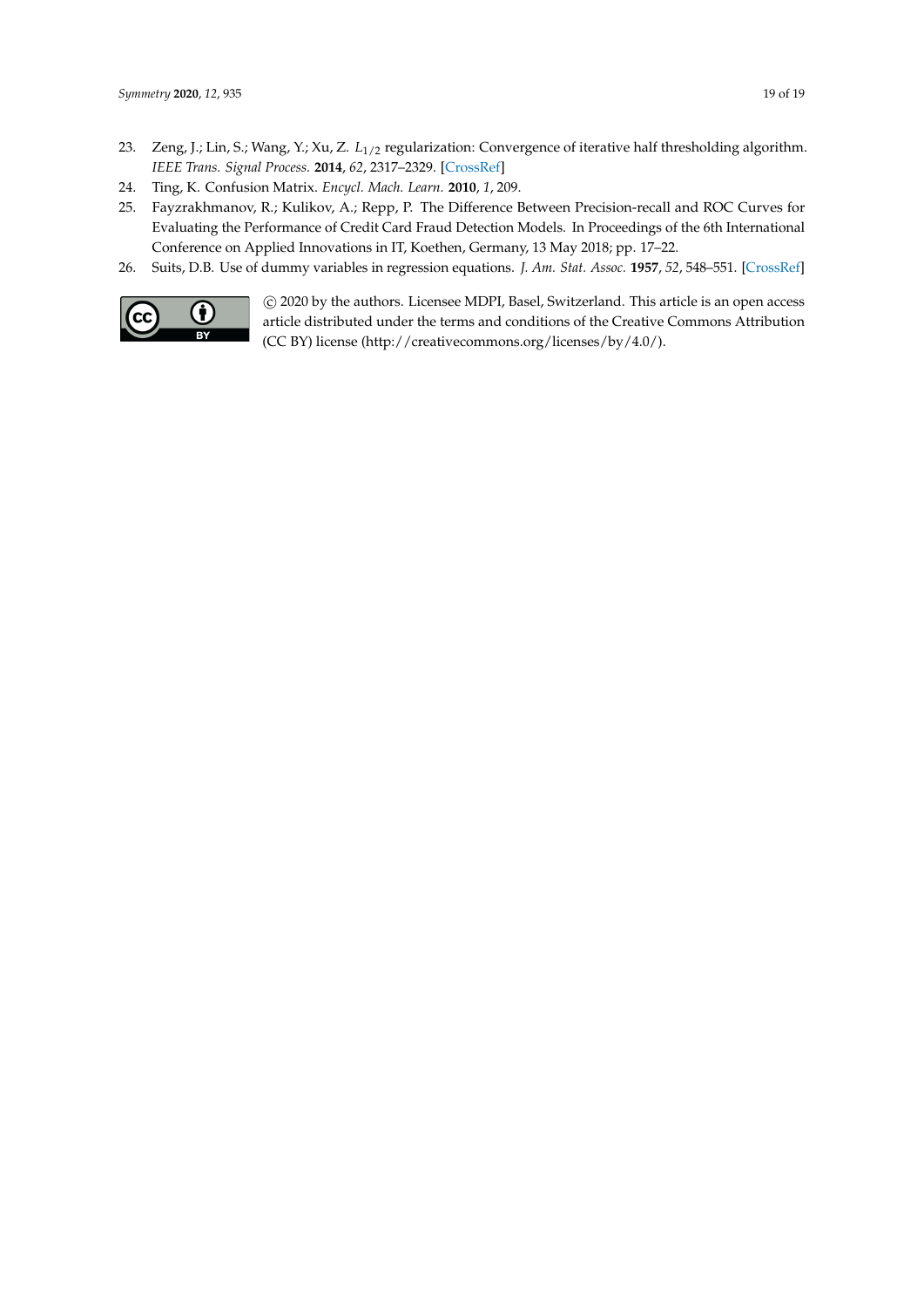23. Zeng, J.; Lin, S.; Wang, Y.; Xu, Z. $L_{1/2}$ regularization: Convergence of iterative half thresholding algorithm. *IEEE Trans. Signal Process.* **2014**, *62*, 2317–2329. [CrossRef]
24. Ting, K. Confusion Matrix. *Encycl. Mach. Learn.* **2010**, *1*, 209.
25. Fayzrakhmanov, R.; Kulikov, A.; Repp, P. The Difference Between Precision-recall and ROC Curves for Evaluating the Performance of Credit Card Fraud Detection Models. In Proceedings of the 6th International Conference on Applied Innovations in IT, Koethen, Germany, 13 May 2018; pp. 17–22.
26. Suits, D.B. Use of dummy variables in regression equations. *J. Am. Stat. Assoc.* **1957**, *52*, 548–551. [CrossRef]

© 2020 by the authors. Licensee MDPI, Basel, Switzerland. This article is an open access article distributed under the terms and conditions of the Creative Commons Attribution (CC BY) license (http://creativecommons.org/licenses/by/4.0/).